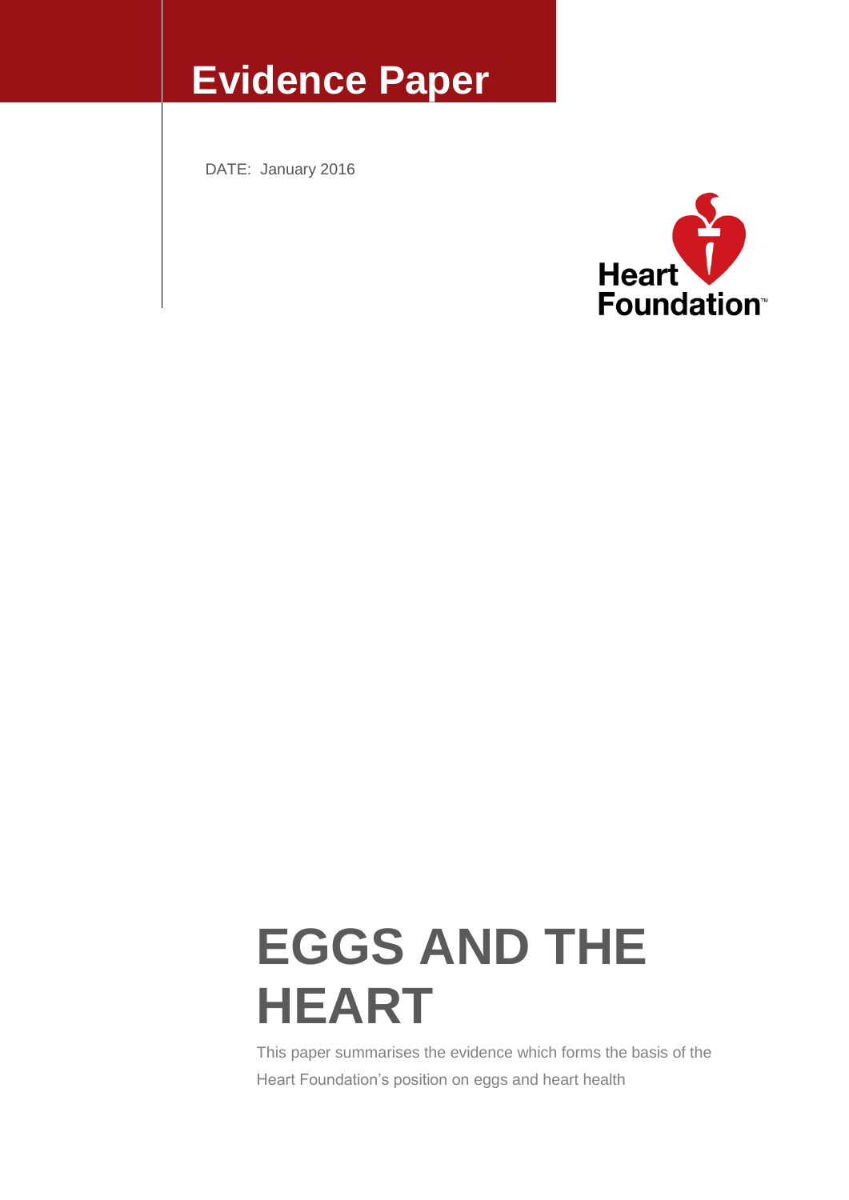# Evidence Paper

DATE: January 2016

Heart Foundation

# EGGS AND THE HEART

This paper summarises the evidence which forms the basis of the Heart Foundation's position on eggs and heart health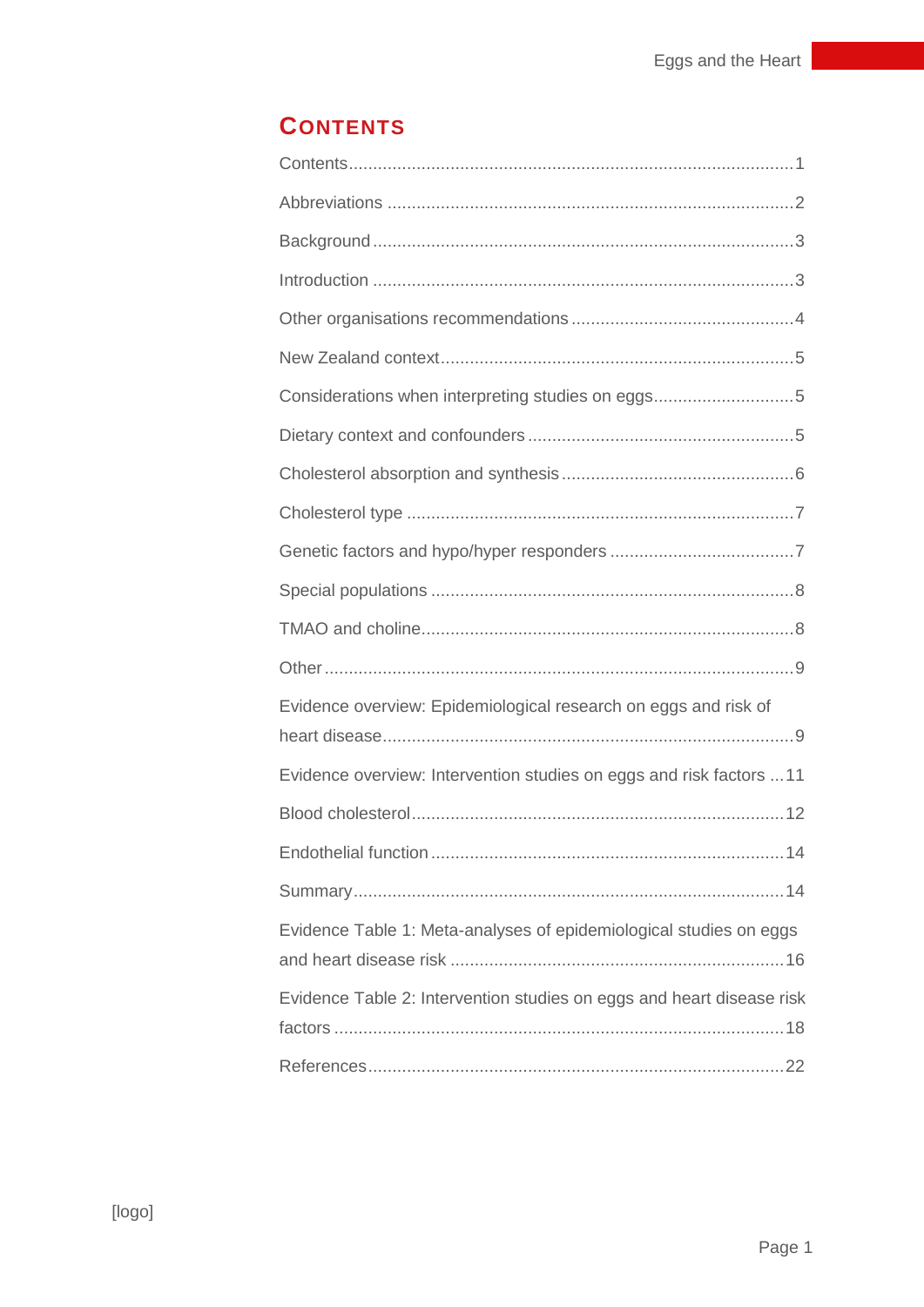# CONTENTS

Contents.......................................................................................1

Abbreviations ..................................................................................2

Background.....................................................................................3

Introduction ....................................................................................3

Other organisations recommendations ............................................4

New Zealand context.......................................................................5

Considerations when interpreting studies on eggs...........................5

Dietary context and confounders .....................................................5

Cholesterol absorption and synthesis ...............................................6

Cholesterol type ..............................................................................7

Genetic factors and hypo/hyper responders .....................................7

Special populations .........................................................................8

TMAO and choline...........................................................................8

Other ...............................................................................................9

Evidence overview: Epidemiological research on eggs and risk of heart disease...................................................................................9

Evidence overview: Intervention studies on eggs and risk factors ...11

Blood cholesterol...........................................................................12

Endothelial function .......................................................................14

Summary.......................................................................................14

Evidence Table 1: Meta-analyses of epidemiological studies on eggs and heart disease risk ...................................................................16

Evidence Table 2: Intervention studies on eggs and heart disease risk factors ...........................................................................................18

References....................................................................................22

[logo]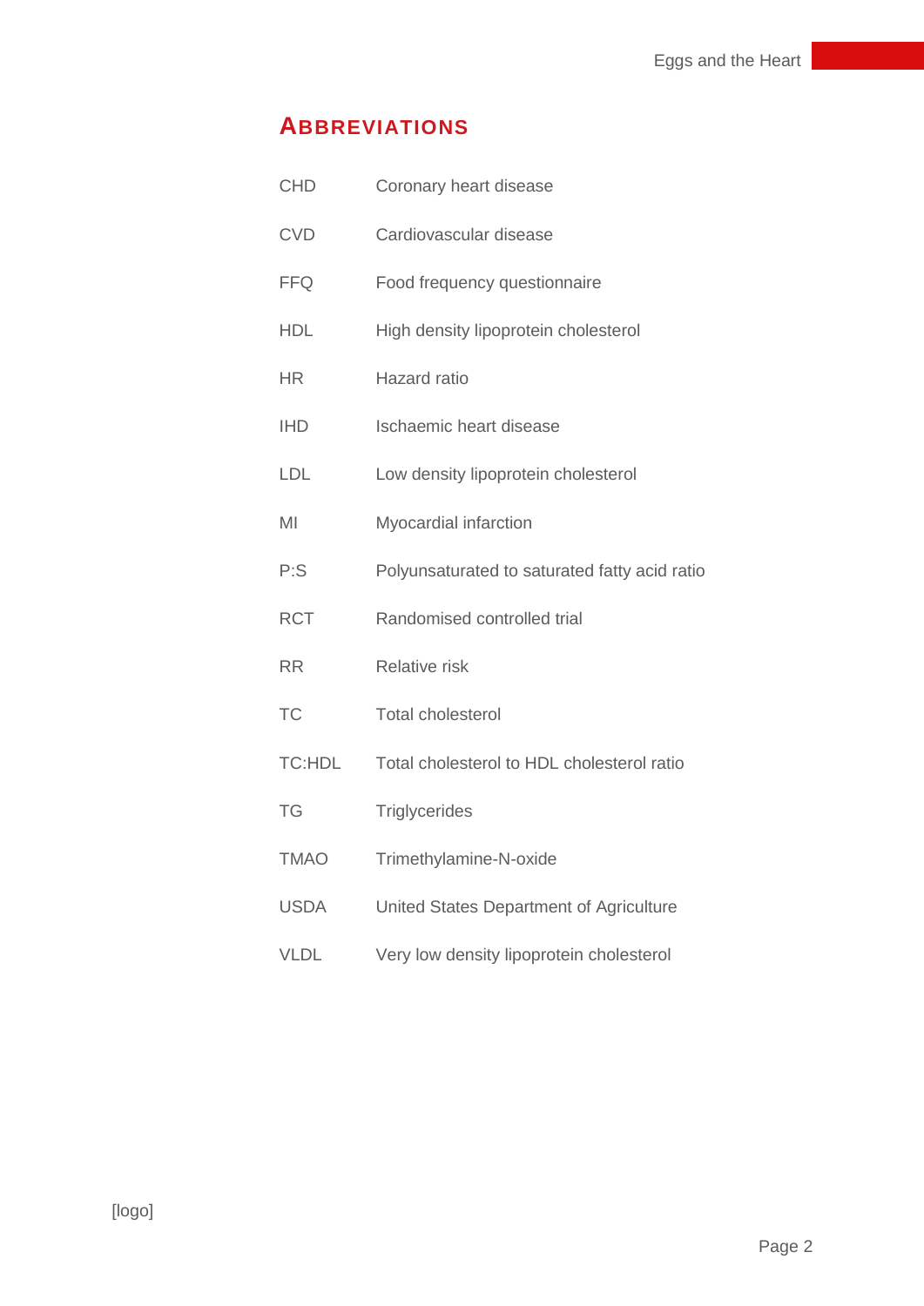## Abbreviations

| | |
|---|---|
| CHD | Coronary heart disease |
| CVD | Cardiovascular disease |
| FFQ | Food frequency questionnaire |
| HDL | High density lipoprotein cholesterol |
| HR | Hazard ratio |
| IHD | Ischaemic heart disease |
| LDL | Low density lipoprotein cholesterol |
| MI | Myocardial infarction |
| P:S | Polyunsaturated to saturated fatty acid ratio |
| RCT | Randomised controlled trial |
| RR | Relative risk |
| TC | Total cholesterol |
| TC:HDL | Total cholesterol to HDL cholesterol ratio |
| TG | Triglycerides |
| TMAO | Trimethylamine-N-oxide |
| USDA | United States Department of Agriculture |
| VLDL | Very low density lipoprotein cholesterol |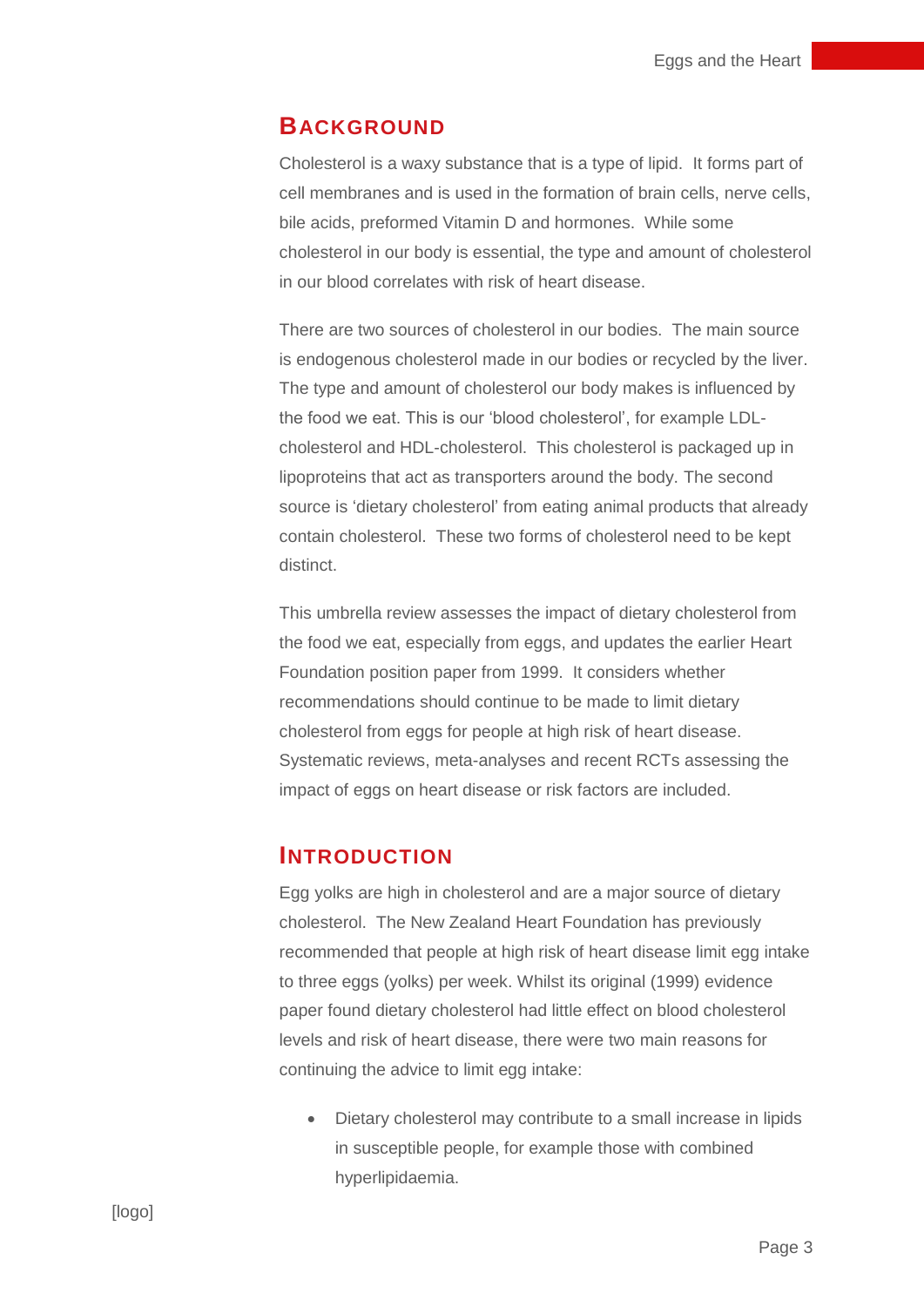## Background

Cholesterol is a waxy substance that is a type of lipid. It forms part of cell membranes and is used in the formation of brain cells, nerve cells, bile acids, preformed Vitamin D and hormones. While some cholesterol in our body is essential, the type and amount of cholesterol in our blood correlates with risk of heart disease.

There are two sources of cholesterol in our bodies. The main source is endogenous cholesterol made in our bodies or recycled by the liver. The type and amount of cholesterol our body makes is influenced by the food we eat. This is our 'blood cholesterol', for example LDL-cholesterol and HDL-cholesterol. This cholesterol is packaged up in lipoproteins that act as transporters around the body. The second source is 'dietary cholesterol' from eating animal products that already contain cholesterol. These two forms of cholesterol need to be kept distinct.

This umbrella review assesses the impact of dietary cholesterol from the food we eat, especially from eggs, and updates the earlier Heart Foundation position paper from 1999. It considers whether recommendations should continue to be made to limit dietary cholesterol from eggs for people at high risk of heart disease. Systematic reviews, meta-analyses and recent RCTs assessing the impact of eggs on heart disease or risk factors are included.

## Introduction

Egg yolks are high in cholesterol and are a major source of dietary cholesterol. The New Zealand Heart Foundation has previously recommended that people at high risk of heart disease limit egg intake to three eggs (yolks) per week. Whilst its original (1999) evidence paper found dietary cholesterol had little effect on blood cholesterol levels and risk of heart disease, there were two main reasons for continuing the advice to limit egg intake:

- Dietary cholesterol may contribute to a small increase in lipids in susceptible people, for example those with combined hyperlipidaemia.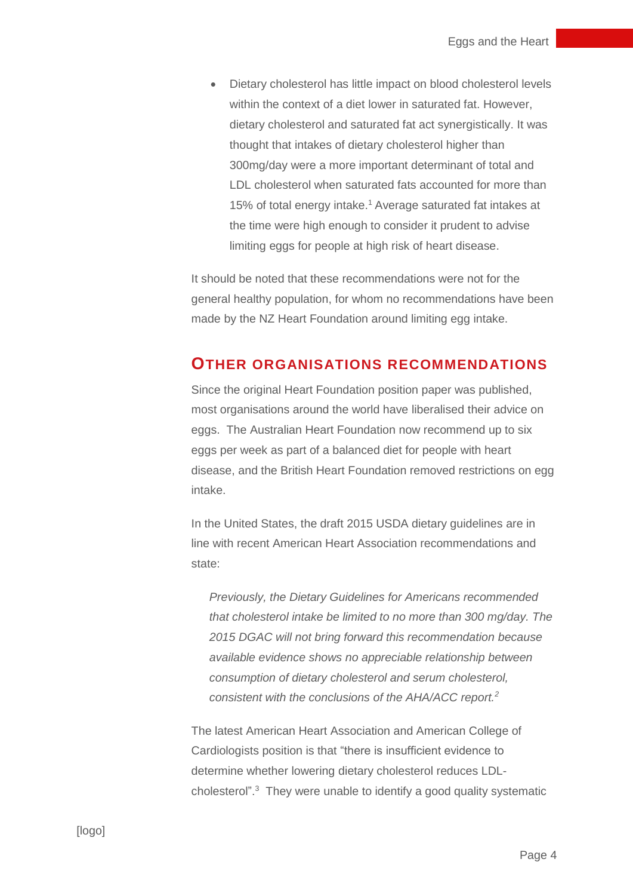- Dietary cholesterol has little impact on blood cholesterol levels within the context of a diet lower in saturated fat. However, dietary cholesterol and saturated fat act synergistically. It was thought that intakes of dietary cholesterol higher than 300mg/day were a more important determinant of total and LDL cholesterol when saturated fats accounted for more than 15% of total energy intake.[1] Average saturated fat intakes at the time were high enough to consider it prudent to advise limiting eggs for people at high risk of heart disease.

It should be noted that these recommendations were not for the general healthy population, for whom no recommendations have been made by the NZ Heart Foundation around limiting egg intake.

## Other Organisations Recommendations

Since the original Heart Foundation position paper was published, most organisations around the world have liberalised their advice on eggs. The Australian Heart Foundation now recommend up to six eggs per week as part of a balanced diet for people with heart disease, and the British Heart Foundation removed restrictions on egg intake.

In the United States, the draft 2015 USDA dietary guidelines are in line with recent American Heart Association recommendations and state:

> *Previously, the Dietary Guidelines for Americans recommended that cholesterol intake be limited to no more than 300 mg/day. The 2015 DGAC will not bring forward this recommendation because available evidence shows no appreciable relationship between consumption of dietary cholesterol and serum cholesterol, consistent with the conclusions of the AHA/ACC report.*[2]

The latest American Heart Association and American College of Cardiologists position is that "there is insufficient evidence to determine whether lowering dietary cholesterol reduces LDL-cholesterol".[3] They were unable to identify a good quality systematic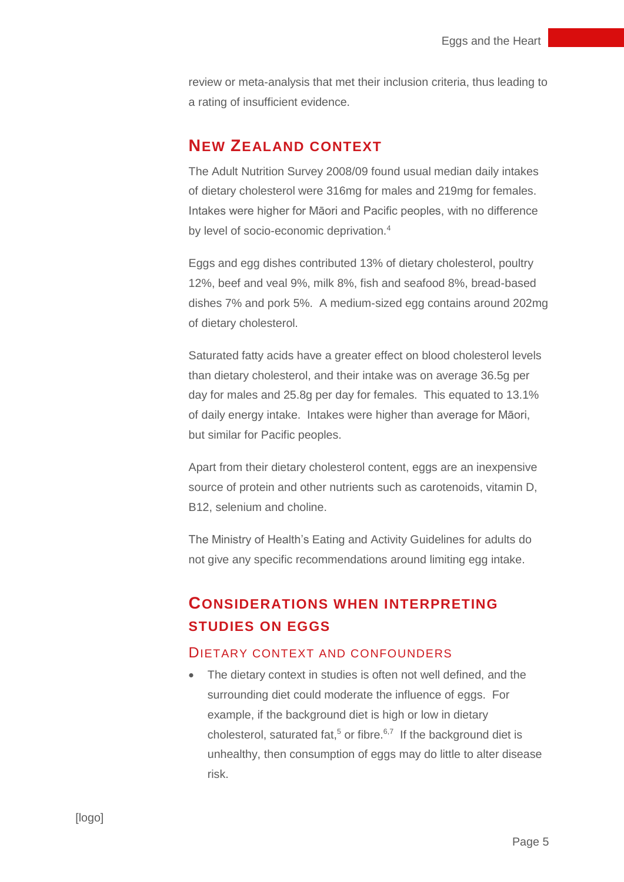review or meta-analysis that met their inclusion criteria, thus leading to a rating of insufficient evidence.

## New Zealand context

The Adult Nutrition Survey 2008/09 found usual median daily intakes of dietary cholesterol were 316mg for males and 219mg for females. Intakes were higher for Māori and Pacific peoples, with no difference by level of socio-economic deprivation.[4]

Eggs and egg dishes contributed 13% of dietary cholesterol, poultry 12%, beef and veal 9%, milk 8%, fish and seafood 8%, bread-based dishes 7% and pork 5%. A medium-sized egg contains around 202mg of dietary cholesterol.

Saturated fatty acids have a greater effect on blood cholesterol levels than dietary cholesterol, and their intake was on average 36.5g per day for males and 25.8g per day for females. This equated to 13.1% of daily energy intake. Intakes were higher than average for Māori, but similar for Pacific peoples.

Apart from their dietary cholesterol content, eggs are an inexpensive source of protein and other nutrients such as carotenoids, vitamin D, B12, selenium and choline.

The Ministry of Health's Eating and Activity Guidelines for adults do not give any specific recommendations around limiting egg intake.

## Considerations when interpreting studies on eggs

### Dietary context and confounders

- The dietary context in studies is often not well defined, and the surrounding diet could moderate the influence of eggs. For example, if the background diet is high or low in dietary cholesterol, saturated fat,[5] or fibre.[6,7] If the background diet is unhealthy, then consumption of eggs may do little to alter disease risk.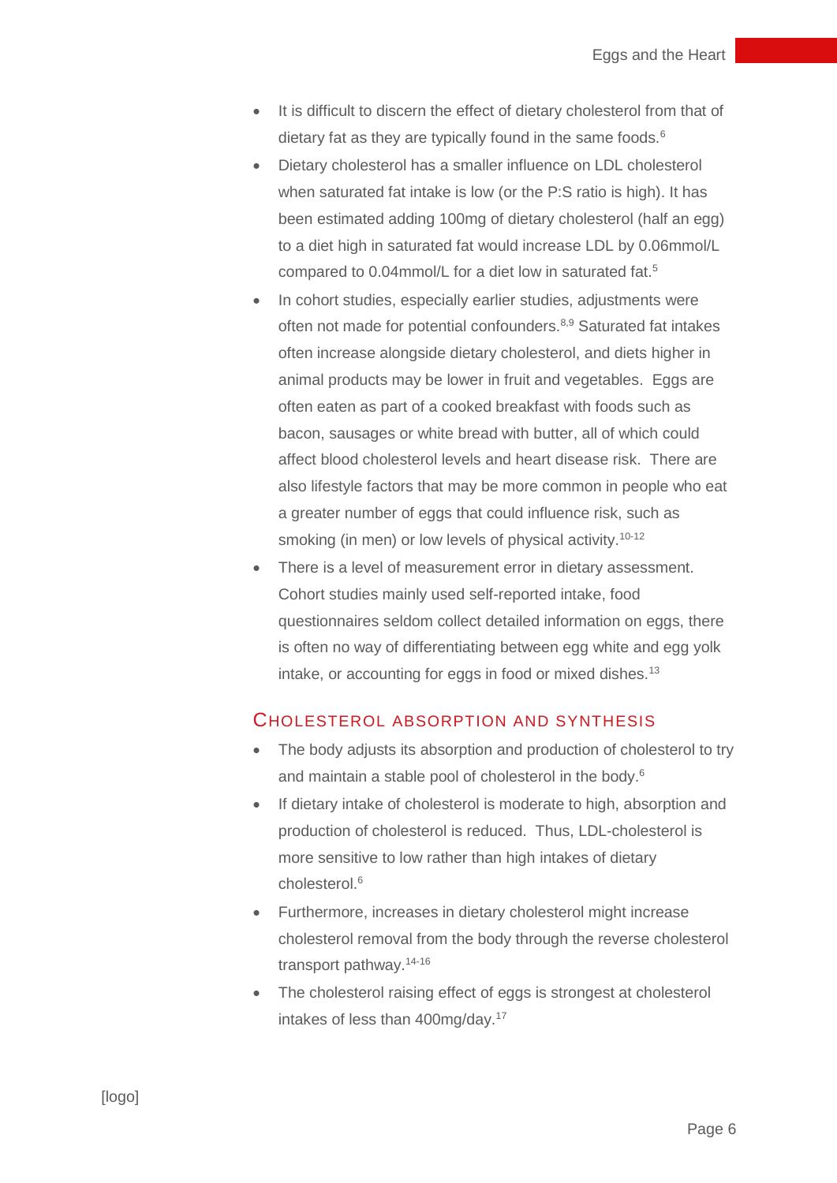- It is difficult to discern the effect of dietary cholesterol from that of dietary fat as they are typically found in the same foods.[6]
- Dietary cholesterol has a smaller influence on LDL cholesterol when saturated fat intake is low (or the P:S ratio is high). It has been estimated adding 100mg of dietary cholesterol (half an egg) to a diet high in saturated fat would increase LDL by 0.06mmol/L compared to 0.04mmol/L for a diet low in saturated fat.[5]
- In cohort studies, especially earlier studies, adjustments were often not made for potential confounders.[8,9] Saturated fat intakes often increase alongside dietary cholesterol, and diets higher in animal products may be lower in fruit and vegetables. Eggs are often eaten as part of a cooked breakfast with foods such as bacon, sausages or white bread with butter, all of which could affect blood cholesterol levels and heart disease risk. There are also lifestyle factors that may be more common in people who eat a greater number of eggs that could influence risk, such as smoking (in men) or low levels of physical activity.[10-12]
- There is a level of measurement error in dietary assessment. Cohort studies mainly used self-reported intake, food questionnaires seldom collect detailed information on eggs, there is often no way of differentiating between egg white and egg yolk intake, or accounting for eggs in food or mixed dishes.[13]

## Cholesterol Absorption and Synthesis

- The body adjusts its absorption and production of cholesterol to try and maintain a stable pool of cholesterol in the body.[6]
- If dietary intake of cholesterol is moderate to high, absorption and production of cholesterol is reduced. Thus, LDL-cholesterol is more sensitive to low rather than high intakes of dietary cholesterol.[6]
- Furthermore, increases in dietary cholesterol might increase cholesterol removal from the body through the reverse cholesterol transport pathway.[14-16]
- The cholesterol raising effect of eggs is strongest at cholesterol intakes of less than 400mg/day.[17]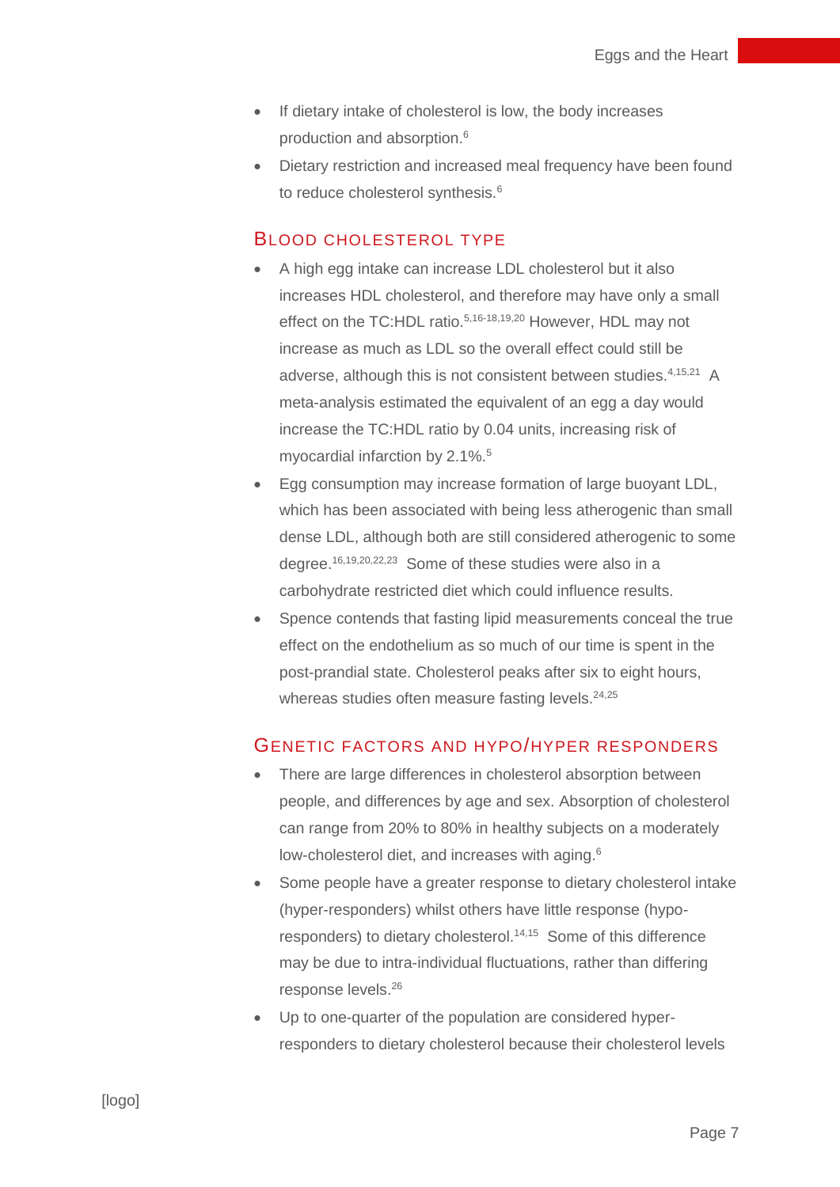- If dietary intake of cholesterol is low, the body increases production and absorption.[6]
- Dietary restriction and increased meal frequency have been found to reduce cholesterol synthesis.[6]

## Blood cholesterol type

- A high egg intake can increase LDL cholesterol but it also increases HDL cholesterol, and therefore may have only a small effect on the TC:HDL ratio.[5,16-18,19,20] However, HDL may not increase as much as LDL so the overall effect could still be adverse, although this is not consistent between studies.[4,15,21] A meta-analysis estimated the equivalent of an egg a day would increase the TC:HDL ratio by 0.04 units, increasing risk of myocardial infarction by 2.1%.[5]
- Egg consumption may increase formation of large buoyant LDL, which has been associated with being less atherogenic than small dense LDL, although both are still considered atherogenic to some degree.[16,19,20,22,23] Some of these studies were also in a carbohydrate restricted diet which could influence results.
- Spence contends that fasting lipid measurements conceal the true effect on the endothelium as so much of our time is spent in the post-prandial state. Cholesterol peaks after six to eight hours, whereas studies often measure fasting levels.[24,25]

## Genetic factors and hypo/hyper responders

- There are large differences in cholesterol absorption between people, and differences by age and sex. Absorption of cholesterol can range from 20% to 80% in healthy subjects on a moderately low-cholesterol diet, and increases with aging.[6]
- Some people have a greater response to dietary cholesterol intake (hyper-responders) whilst others have little response (hypo-responders) to dietary cholesterol.[14,15] Some of this difference may be due to intra-individual fluctuations, rather than differing response levels.[26]
- Up to one-quarter of the population are considered hyper-responders to dietary cholesterol because their cholesterol levels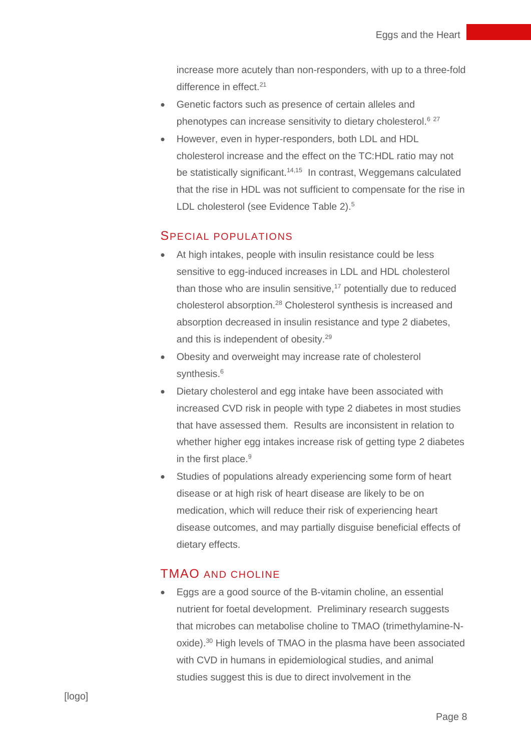increase more acutely than non-responders, with up to a three-fold difference in effect.[21]

- Genetic factors such as presence of certain alleles and phenotypes can increase sensitivity to dietary cholesterol.[6 27]
- However, even in hyper-responders, both LDL and HDL cholesterol increase and the effect on the TC:HDL ratio may not be statistically significant.[14,15] In contrast, Weggemans calculated that the rise in HDL was not sufficient to compensate for the rise in LDL cholesterol (see Evidence Table 2).[5]

## Special populations

- At high intakes, people with insulin resistance could be less sensitive to egg-induced increases in LDL and HDL cholesterol than those who are insulin sensitive,[17] potentially due to reduced cholesterol absorption.[28] Cholesterol synthesis is increased and absorption decreased in insulin resistance and type 2 diabetes, and this is independent of obesity.[29]
- Obesity and overweight may increase rate of cholesterol synthesis.[6]
- Dietary cholesterol and egg intake have been associated with increased CVD risk in people with type 2 diabetes in most studies that have assessed them. Results are inconsistent in relation to whether higher egg intakes increase risk of getting type 2 diabetes in the first place.[9]
- Studies of populations already experiencing some form of heart disease or at high risk of heart disease are likely to be on medication, which will reduce their risk of experiencing heart disease outcomes, and may partially disguise beneficial effects of dietary effects.

## TMAO and choline

- Eggs are a good source of the B-vitamin choline, an essential nutrient for foetal development. Preliminary research suggests that microbes can metabolise choline to TMAO (trimethylamine-N-oxide).[30] High levels of TMAO in the plasma have been associated with CVD in humans in epidemiological studies, and animal studies suggest this is due to direct involvement in the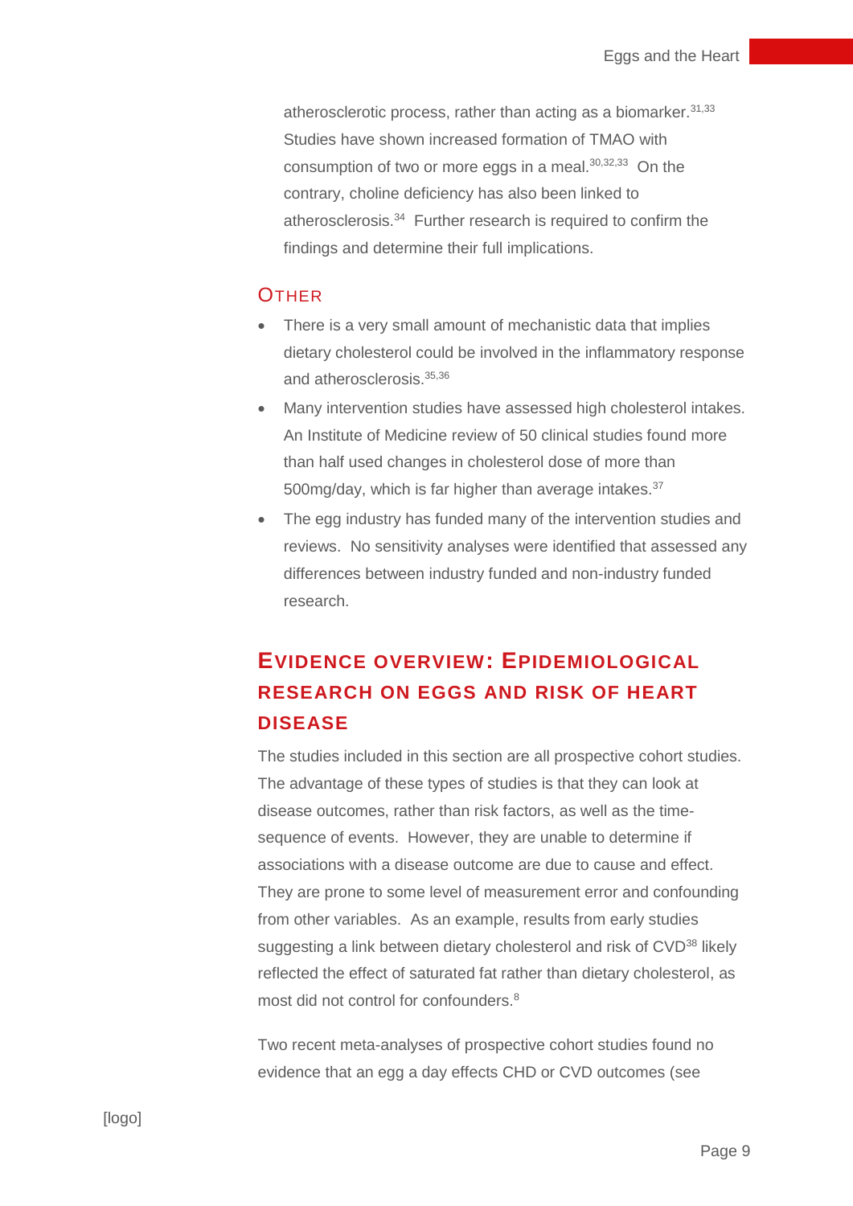atherosclerotic process, rather than acting as a biomarker.[31,33] Studies have shown increased formation of TMAO with consumption of two or more eggs in a meal.[30,32,33] On the contrary, choline deficiency has also been linked to atherosclerosis.[34] Further research is required to confirm the findings and determine their full implications.

### Other

- There is a very small amount of mechanistic data that implies dietary cholesterol could be involved in the inflammatory response and atherosclerosis.[35,36]
- Many intervention studies have assessed high cholesterol intakes. An Institute of Medicine review of 50 clinical studies found more than half used changes in cholesterol dose of more than 500mg/day, which is far higher than average intakes.[37]
- The egg industry has funded many of the intervention studies and reviews. No sensitivity analyses were identified that assessed any differences between industry funded and non-industry funded research.

## Evidence overview: Epidemiological research on eggs and risk of heart disease

The studies included in this section are all prospective cohort studies. The advantage of these types of studies is that they can look at disease outcomes, rather than risk factors, as well as the time-sequence of events. However, they are unable to determine if associations with a disease outcome are due to cause and effect. They are prone to some level of measurement error and confounding from other variables. As an example, results from early studies suggesting a link between dietary cholesterol and risk of CVD[38] likely reflected the effect of saturated fat rather than dietary cholesterol, as most did not control for confounders.[8]

Two recent meta-analyses of prospective cohort studies found no evidence that an egg a day effects CHD or CVD outcomes (see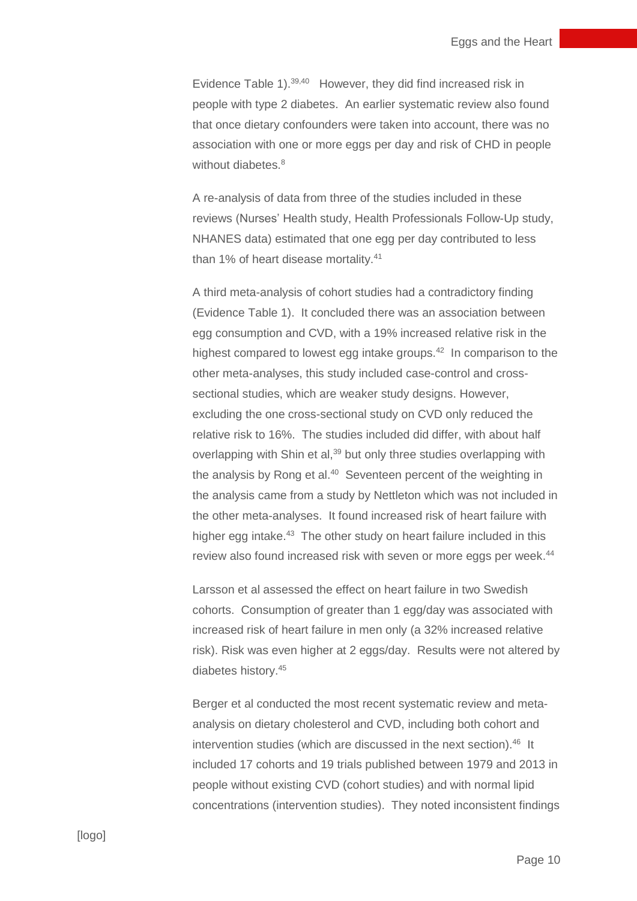Evidence Table 1).[39,40] However, they did find increased risk in people with type 2 diabetes. An earlier systematic review also found that once dietary confounders were taken into account, there was no association with one or more eggs per day and risk of CHD in people without diabetes.[8]

A re-analysis of data from three of the studies included in these reviews (Nurses' Health study, Health Professionals Follow-Up study, NHANES data) estimated that one egg per day contributed to less than 1% of heart disease mortality.[41]

A third meta-analysis of cohort studies had a contradictory finding (Evidence Table 1). It concluded there was an association between egg consumption and CVD, with a 19% increased relative risk in the highest compared to lowest egg intake groups.[42] In comparison to the other meta-analyses, this study included case-control and cross-sectional studies, which are weaker study designs. However, excluding the one cross-sectional study on CVD only reduced the relative risk to 16%. The studies included did differ, with about half overlapping with Shin et al,[39] but only three studies overlapping with the analysis by Rong et al.[40] Seventeen percent of the weighting in the analysis came from a study by Nettleton which was not included in the other meta-analyses. It found increased risk of heart failure with higher egg intake.[43] The other study on heart failure included in this review also found increased risk with seven or more eggs per week.[44]

Larsson et al assessed the effect on heart failure in two Swedish cohorts. Consumption of greater than 1 egg/day was associated with increased risk of heart failure in men only (a 32% increased relative risk). Risk was even higher at 2 eggs/day. Results were not altered by diabetes history.[45]

Berger et al conducted the most recent systematic review and meta-analysis on dietary cholesterol and CVD, including both cohort and intervention studies (which are discussed in the next section).[46] It included 17 cohorts and 19 trials published between 1979 and 2013 in people without existing CVD (cohort studies) and with normal lipid concentrations (intervention studies). They noted inconsistent findings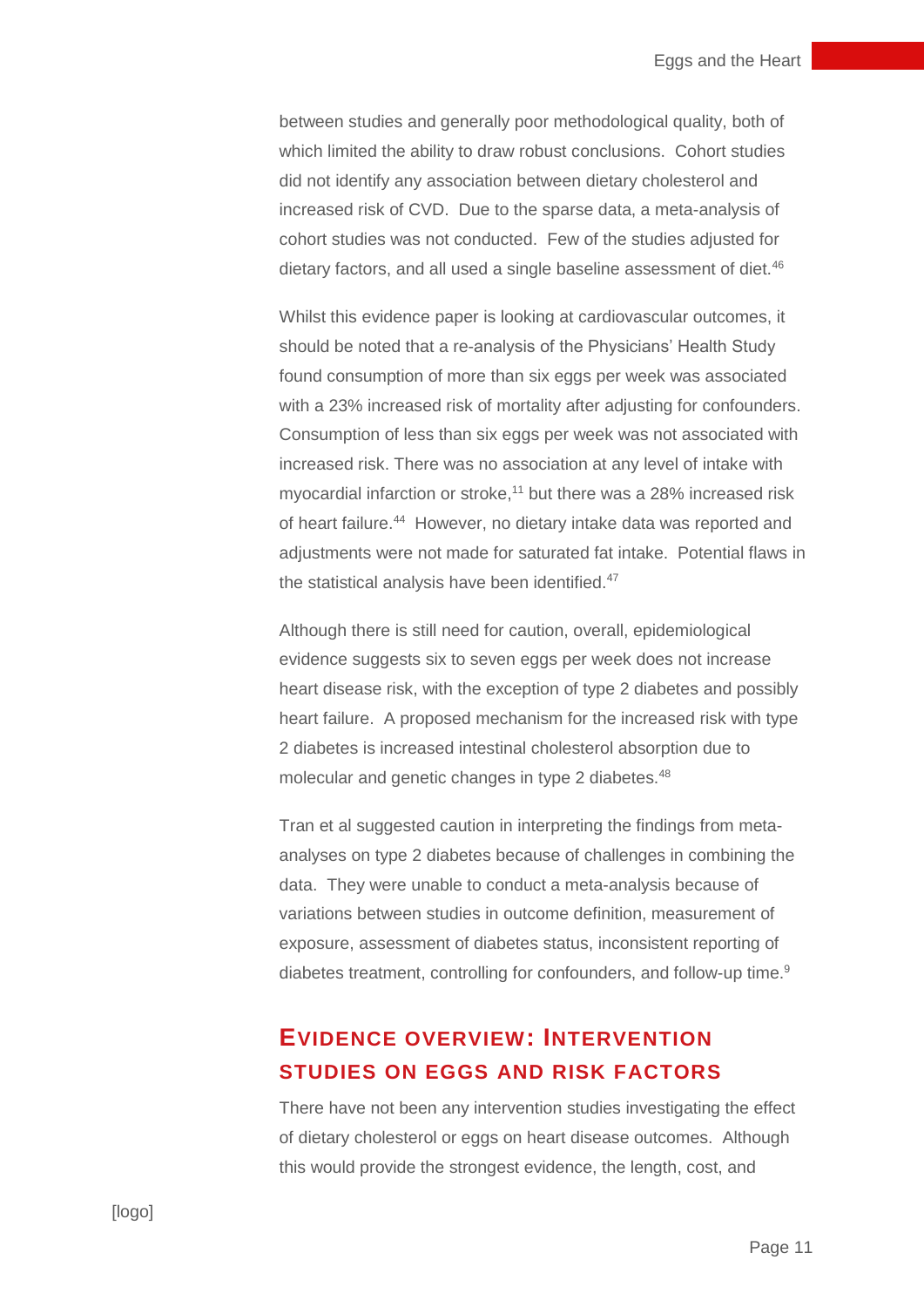between studies and generally poor methodological quality, both of which limited the ability to draw robust conclusions. Cohort studies did not identify any association between dietary cholesterol and increased risk of CVD. Due to the sparse data, a meta-analysis of cohort studies was not conducted. Few of the studies adjusted for dietary factors, and all used a single baseline assessment of diet.[46]

Whilst this evidence paper is looking at cardiovascular outcomes, it should be noted that a re-analysis of the Physicians' Health Study found consumption of more than six eggs per week was associated with a 23% increased risk of mortality after adjusting for confounders. Consumption of less than six eggs per week was not associated with increased risk. There was no association at any level of intake with myocardial infarction or stroke,[11] but there was a 28% increased risk of heart failure.[44] However, no dietary intake data was reported and adjustments were not made for saturated fat intake. Potential flaws in the statistical analysis have been identified.[47]

Although there is still need for caution, overall, epidemiological evidence suggests six to seven eggs per week does not increase heart disease risk, with the exception of type 2 diabetes and possibly heart failure. A proposed mechanism for the increased risk with type 2 diabetes is increased intestinal cholesterol absorption due to molecular and genetic changes in type 2 diabetes.[48]

Tran et al suggested caution in interpreting the findings from meta-analyses on type 2 diabetes because of challenges in combining the data. They were unable to conduct a meta-analysis because of variations between studies in outcome definition, measurement of exposure, assessment of diabetes status, inconsistent reporting of diabetes treatment, controlling for confounders, and follow-up time.[9]

## Evidence overview: Intervention studies on eggs and risk factors

There have not been any intervention studies investigating the effect of dietary cholesterol or eggs on heart disease outcomes. Although this would provide the strongest evidence, the length, cost, and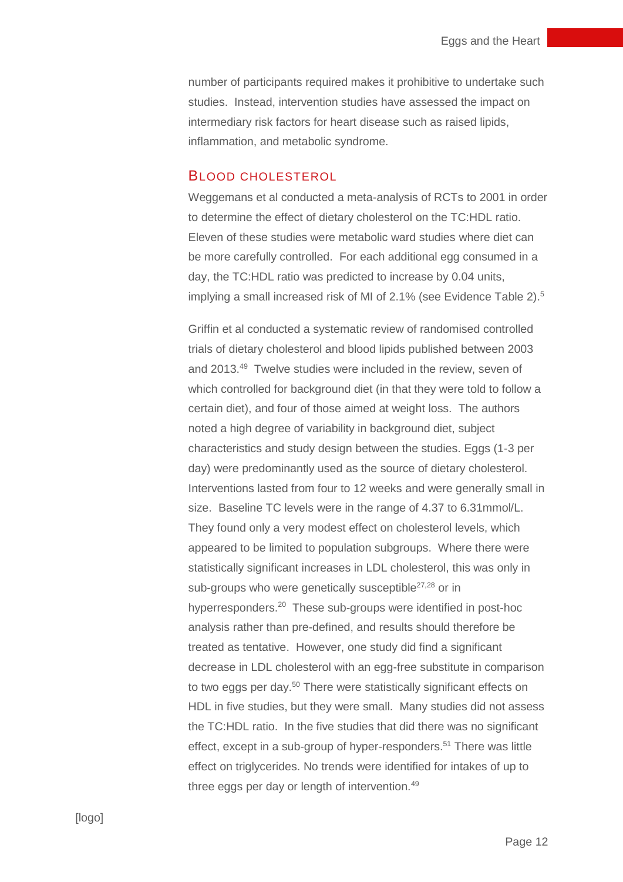number of participants required makes it prohibitive to undertake such studies. Instead, intervention studies have assessed the impact on intermediary risk factors for heart disease such as raised lipids, inflammation, and metabolic syndrome.

## Blood cholesterol

Weggemans et al conducted a meta-analysis of RCTs to 2001 in order to determine the effect of dietary cholesterol on the TC:HDL ratio. Eleven of these studies were metabolic ward studies where diet can be more carefully controlled. For each additional egg consumed in a day, the TC:HDL ratio was predicted to increase by 0.04 units, implying a small increased risk of MI of 2.1% (see Evidence Table 2).[5]

Griffin et al conducted a systematic review of randomised controlled trials of dietary cholesterol and blood lipids published between 2003 and 2013.[49] Twelve studies were included in the review, seven of which controlled for background diet (in that they were told to follow a certain diet), and four of those aimed at weight loss. The authors noted a high degree of variability in background diet, subject characteristics and study design between the studies. Eggs (1-3 per day) were predominantly used as the source of dietary cholesterol. Interventions lasted from four to 12 weeks and were generally small in size. Baseline TC levels were in the range of 4.37 to 6.31mmol/L. They found only a very modest effect on cholesterol levels, which appeared to be limited to population subgroups. Where there were statistically significant increases in LDL cholesterol, this was only in sub-groups who were genetically susceptible[27,28] or in hyperresponders.[20] These sub-groups were identified in post-hoc analysis rather than pre-defined, and results should therefore be treated as tentative. However, one study did find a significant decrease in LDL cholesterol with an egg-free substitute in comparison to two eggs per day.[50] There were statistically significant effects on HDL in five studies, but they were small. Many studies did not assess the TC:HDL ratio. In the five studies that did there was no significant effect, except in a sub-group of hyper-responders.[51] There was little effect on triglycerides. No trends were identified for intakes of up to three eggs per day or length of intervention.[49]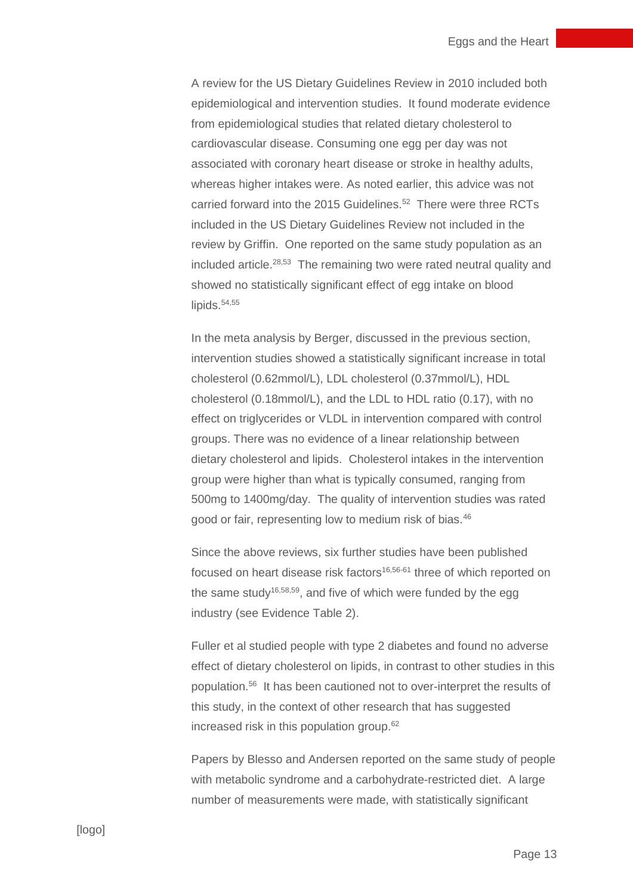A review for the US Dietary Guidelines Review in 2010 included both epidemiological and intervention studies. It found moderate evidence from epidemiological studies that related dietary cholesterol to cardiovascular disease. Consuming one egg per day was not associated with coronary heart disease or stroke in healthy adults, whereas higher intakes were. As noted earlier, this advice was not carried forward into the 2015 Guidelines.[52] There were three RCTs included in the US Dietary Guidelines Review not included in the review by Griffin. One reported on the same study population as an included article.[28,53] The remaining two were rated neutral quality and showed no statistically significant effect of egg intake on blood lipids.[54,55]

In the meta analysis by Berger, discussed in the previous section, intervention studies showed a statistically significant increase in total cholesterol (0.62mmol/L), LDL cholesterol (0.37mmol/L), HDL cholesterol (0.18mmol/L), and the LDL to HDL ratio (0.17), with no effect on triglycerides or VLDL in intervention compared with control groups. There was no evidence of a linear relationship between dietary cholesterol and lipids. Cholesterol intakes in the intervention group were higher than what is typically consumed, ranging from 500mg to 1400mg/day. The quality of intervention studies was rated good or fair, representing low to medium risk of bias.[46]

Since the above reviews, six further studies have been published focused on heart disease risk factors[16,56-61] three of which reported on the same study[16,58,59], and five of which were funded by the egg industry (see Evidence Table 2).

Fuller et al studied people with type 2 diabetes and found no adverse effect of dietary cholesterol on lipids, in contrast to other studies in this population.[56] It has been cautioned not to over-interpret the results of this study, in the context of other research that has suggested increased risk in this population group.[62]

Papers by Blesso and Andersen reported on the same study of people with metabolic syndrome and a carbohydrate-restricted diet. A large number of measurements were made, with statistically significant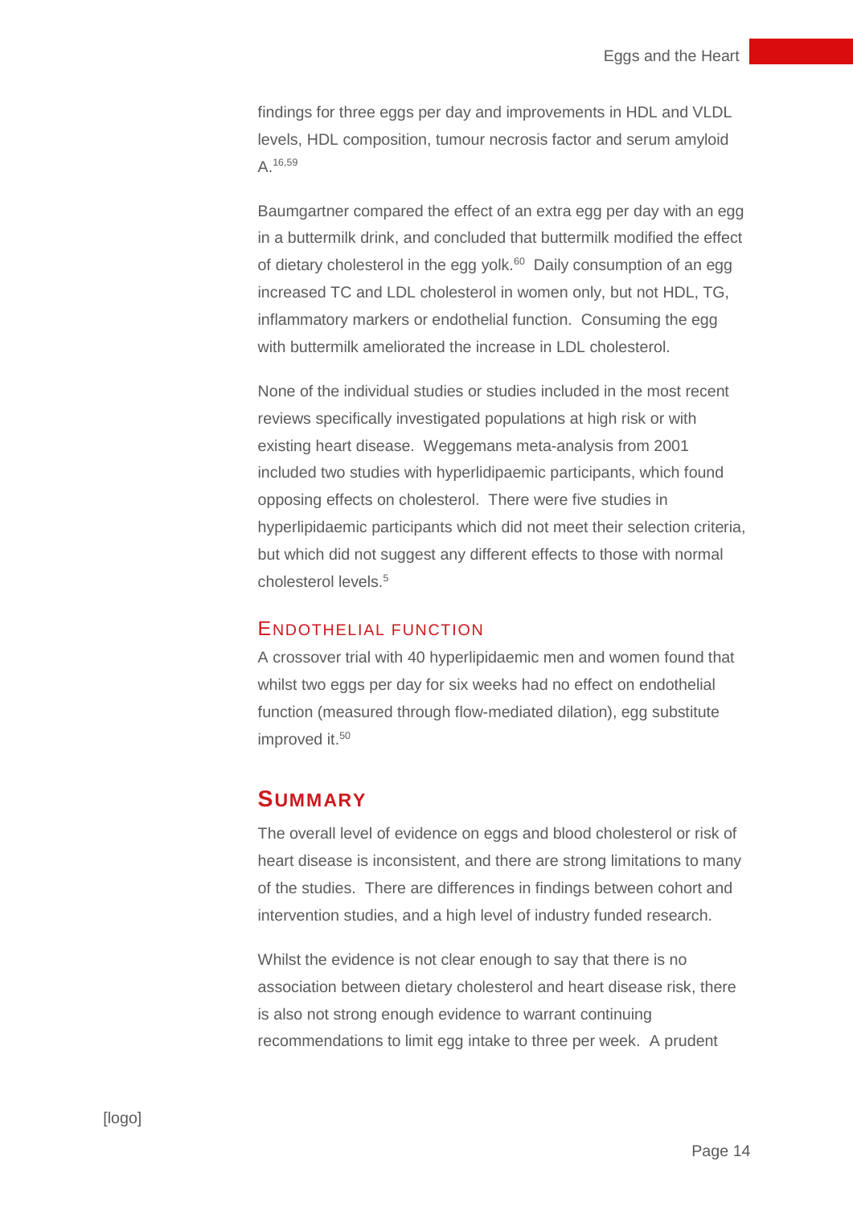findings for three eggs per day and improvements in HDL and VLDL levels, HDL composition, tumour necrosis factor and serum amyloid A.[16,59]

Baumgartner compared the effect of an extra egg per day with an egg in a buttermilk drink, and concluded that buttermilk modified the effect of dietary cholesterol in the egg yolk.[60] Daily consumption of an egg increased TC and LDL cholesterol in women only, but not HDL, TG, inflammatory markers or endothelial function. Consuming the egg with buttermilk ameliorated the increase in LDL cholesterol.

None of the individual studies or studies included in the most recent reviews specifically investigated populations at high risk or with existing heart disease. Weggemans meta-analysis from 2001 included two studies with hyperlidipaemic participants, which found opposing effects on cholesterol. There were five studies in hyperlipidaemic participants which did not meet their selection criteria, but which did not suggest any different effects to those with normal cholesterol levels.[5]

### Endothelial function

A crossover trial with 40 hyperlipidaemic men and women found that whilst two eggs per day for six weeks had no effect on endothelial function (measured through flow-mediated dilation), egg substitute improved it.[50]

## Summary

The overall level of evidence on eggs and blood cholesterol or risk of heart disease is inconsistent, and there are strong limitations to many of the studies. There are differences in findings between cohort and intervention studies, and a high level of industry funded research.

Whilst the evidence is not clear enough to say that there is no association between dietary cholesterol and heart disease risk, there is also not strong enough evidence to warrant continuing recommendations to limit egg intake to three per week. A prudent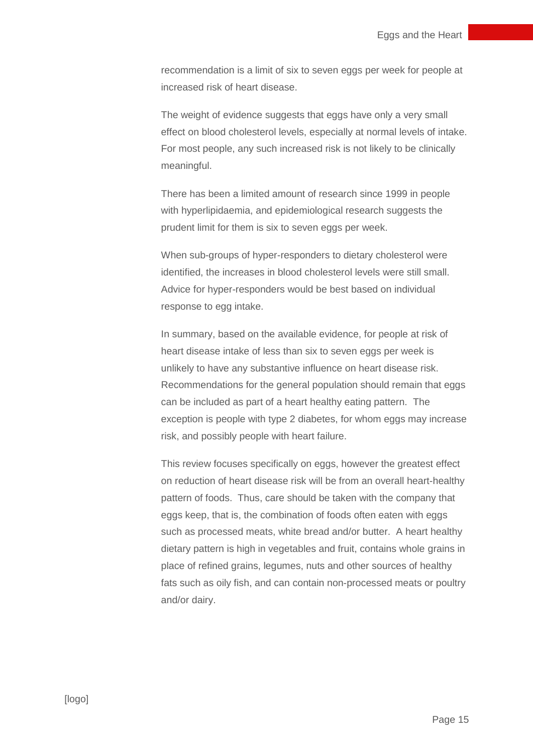recommendation is a limit of six to seven eggs per week for people at increased risk of heart disease.

The weight of evidence suggests that eggs have only a very small effect on blood cholesterol levels, especially at normal levels of intake. For most people, any such increased risk is not likely to be clinically meaningful.

There has been a limited amount of research since 1999 in people with hyperlipidaemia, and epidemiological research suggests the prudent limit for them is six to seven eggs per week.

When sub-groups of hyper-responders to dietary cholesterol were identified, the increases in blood cholesterol levels were still small. Advice for hyper-responders would be best based on individual response to egg intake.

In summary, based on the available evidence, for people at risk of heart disease intake of less than six to seven eggs per week is unlikely to have any substantive influence on heart disease risk. Recommendations for the general population should remain that eggs can be included as part of a heart healthy eating pattern. The exception is people with type 2 diabetes, for whom eggs may increase risk, and possibly people with heart failure.

This review focuses specifically on eggs, however the greatest effect on reduction of heart disease risk will be from an overall heart-healthy pattern of foods. Thus, care should be taken with the company that eggs keep, that is, the combination of foods often eaten with eggs such as processed meats, white bread and/or butter. A heart healthy dietary pattern is high in vegetables and fruit, contains whole grains in place of refined grains, legumes, nuts and other sources of healthy fats such as oily fish, and can contain non-processed meats or poultry and/or dairy.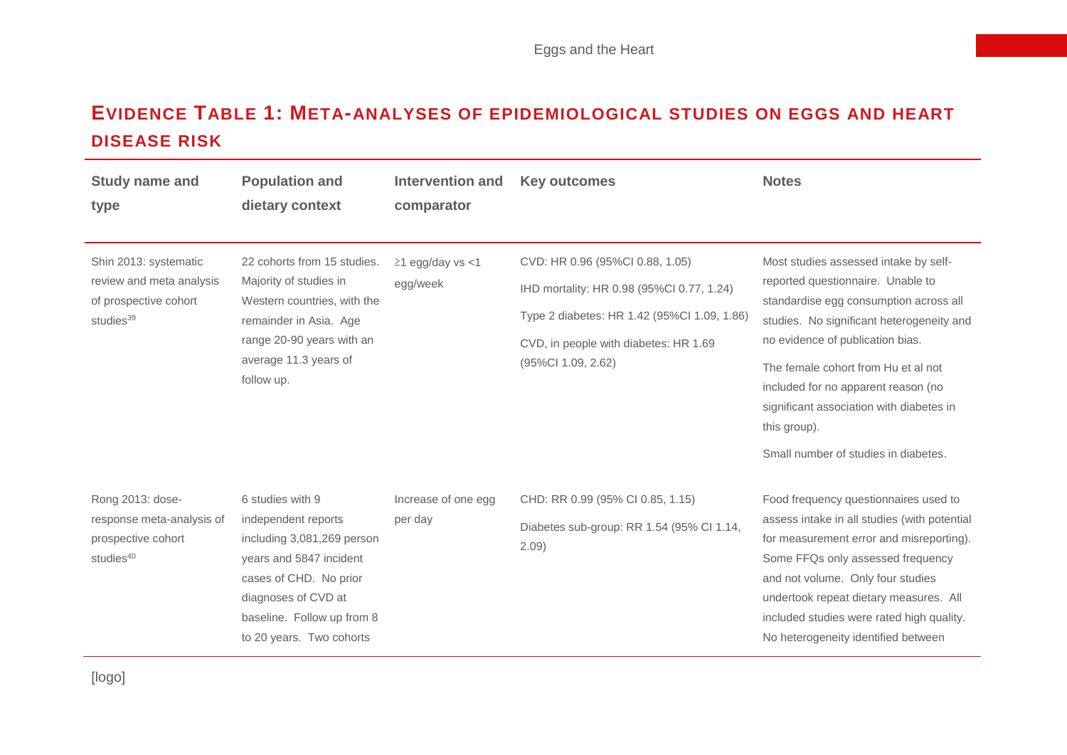## Evidence Table 1: Meta-analyses of epidemiological studies on eggs and heart disease risk

| Study name and type | Population and dietary context | Intervention and comparator | Key outcomes | Notes |
|---|---|---|---|---|
| Shin 2013: systematic review and meta analysis of prospective cohort studies[39] | 22 cohorts from 15 studies. Majority of studies in Western countries, with the remainder in Asia. Age range 20-90 years with an average 11.3 years of follow up. | ≥1 egg/day vs <1 egg/week | CVD: HR 0.96 (95%CI 0.88, 1.05)<br><br>IHD mortality: HR 0.98 (95%CI 0.77, 1.24)<br><br>Type 2 diabetes: HR 1.42 (95%CI 1.09, 1.86)<br><br>CVD, in people with diabetes: HR 1.69 (95%CI 1.09, 2.62) | Most studies assessed intake by self-reported questionnaire. Unable to standardise egg consumption across all studies. No significant heterogeneity and no evidence of publication bias.<br><br>The female cohort from Hu et al not included for no apparent reason (no significant association with diabetes in this group).<br><br>Small number of studies in diabetes. |
| Rong 2013: dose-response meta-analysis of prospective cohort studies[40] | 6 studies with 9 independent reports including 3,081,269 person years and 5847 incident cases of CHD. No prior diagnoses of CVD at baseline. Follow up from 8 to 20 years. Two cohorts | Increase of one egg per day | CHD: RR 0.99 (95% CI 0.85, 1.15)<br><br>Diabetes sub-group: RR 1.54 (95% CI 1.14, 2.09) | Food frequency questionnaires used to assess intake in all studies (with potential for measurement error and misreporting). Some FFQs only assessed frequency and not volume. Only four studies undertook repeat dietary measures. All included studies were rated high quality. No heterogeneity identified between |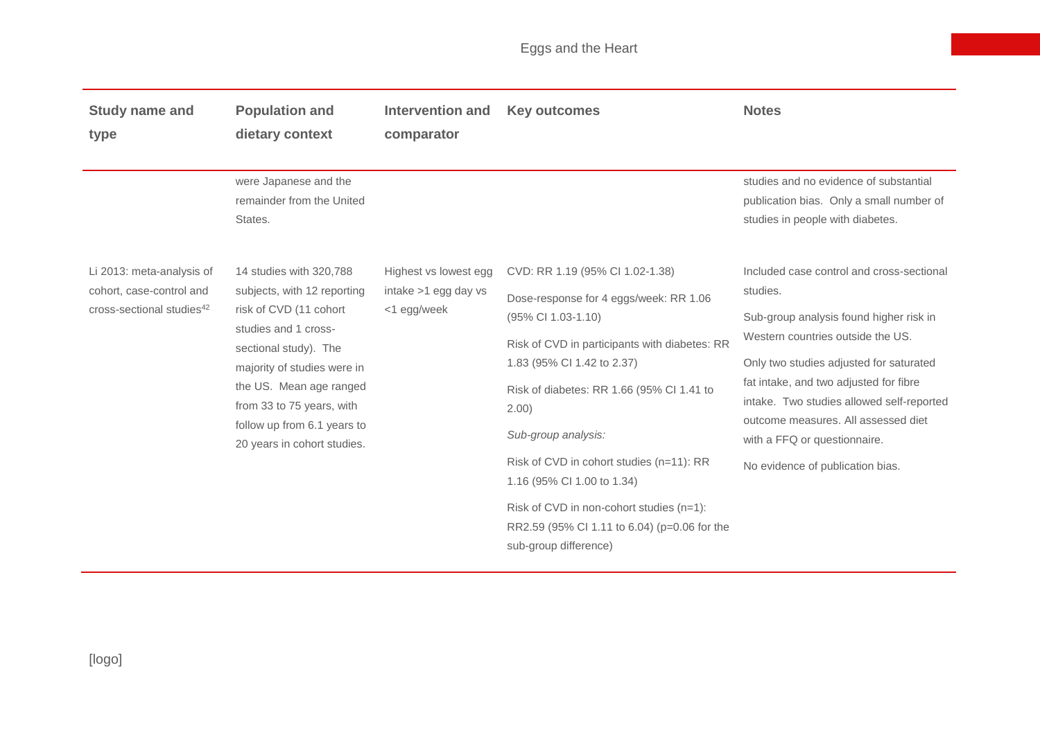| Study name and type | Population and dietary context | Intervention and comparator | Key outcomes | Notes |
|---|---|---|---|---|
| | were Japanese and the remainder from the United States. | | | studies and no evidence of substantial publication bias. Only a small number of studies in people with diabetes. |
| Li 2013: meta-analysis of cohort, case-control and cross-sectional studies[42] | 14 studies with 320,788 subjects, with 12 reporting risk of CVD (11 cohort studies and 1 cross-sectional study). The majority of studies were in the US. Mean age ranged from 33 to 75 years, with follow up from 6.1 years to 20 years in cohort studies. | Highest vs lowest egg intake >1 egg day vs <1 egg/week | CVD: RR 1.19 (95% CI 1.02-1.38)<br><br>Dose-response for 4 eggs/week: RR 1.06 (95% CI 1.03-1.10)<br><br>Risk of CVD in participants with diabetes: RR 1.83 (95% CI 1.42 to 2.37)<br><br>Risk of diabetes: RR 1.66 (95% CI 1.41 to 2.00)<br><br>*Sub-group analysis:*<br><br>Risk of CVD in cohort studies (n=11): RR 1.16 (95% CI 1.00 to 1.34)<br><br>Risk of CVD in non-cohort studies (n=1): RR2.59 (95% CI 1.11 to 6.04) (p=0.06 for the sub-group difference) | Included case control and cross-sectional studies.<br><br>Sub-group analysis found higher risk in Western countries outside the US.<br><br>Only two studies adjusted for saturated fat intake, and two adjusted for fibre intake. Two studies allowed self-reported outcome measures. All assessed diet with a FFQ or questionnaire.<br><br>No evidence of publication bias. |

[logo]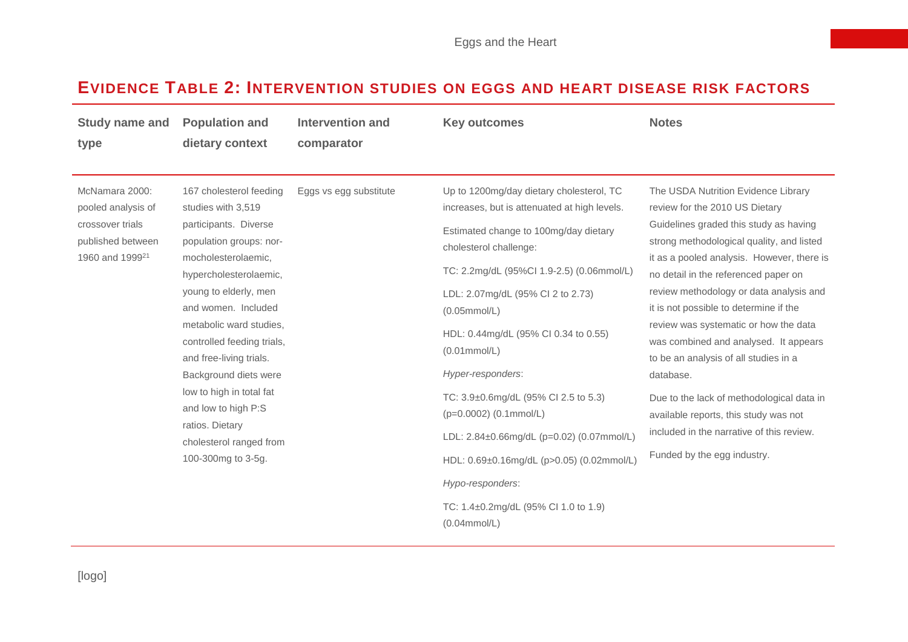## Evidence Table 2: Intervention studies on eggs and heart disease risk factors

| Study name and type | Population and dietary context | Intervention and comparator | Key outcomes | Notes |
|---|---|---|---|---|
| McNamara 2000: pooled analysis of crossover trials published between 1960 and 1999[21] | 167 cholesterol feeding studies with 3,519 participants. Diverse population groups: nor-mocholesterolaemic, hypercholesterolaemic, young to elderly, men and women. Included metabolic ward studies, controlled feeding trials, and free-living trials. Background diets were low to high in total fat and low to high P:S ratios. Dietary cholesterol ranged from 100-300mg to 3-5g. | Eggs vs egg substitute | Up to 1200mg/day dietary cholesterol, TC increases, but is attenuated at high levels.<br><br>Estimated change to 100mg/day dietary cholesterol challenge:<br><br>TC: 2.2mg/dL (95%CI 1.9-2.5) (0.06mmol/L)<br><br>LDL: 2.07mg/dL (95% CI 2 to 2.73) (0.05mmol/L)<br><br>HDL: 0.44mg/dL (95% CI 0.34 to 0.55) (0.01mmol/L)<br><br>*Hyper-responders*:<br><br>TC: 3.9±0.6mg/dL (95% CI 2.5 to 5.3) ($p$=0.0002) (0.1mmol/L)<br><br>LDL: 2.84±0.66mg/dL ($p$=0.02) (0.07mmol/L)<br><br>HDL: 0.69±0.16mg/dL ($p$>0.05) (0.02mmol/L)<br><br>*Hypo-responders*:<br><br>TC: 1.4±0.2mg/dL (95% CI 1.0 to 1.9) (0.04mmol/L) | The USDA Nutrition Evidence Library review for the 2010 US Dietary Guidelines graded this study as having strong methodological quality, and listed it as a pooled analysis. However, there is no detail in the referenced paper on review methodology or data analysis and it is not possible to determine if the review was systematic or how the data was combined and analysed. It appears to be an analysis of all studies in a database.<br><br>Due to the lack of methodological data in available reports, this study was not included in the narrative of this review.<br><br>Funded by the egg industry. |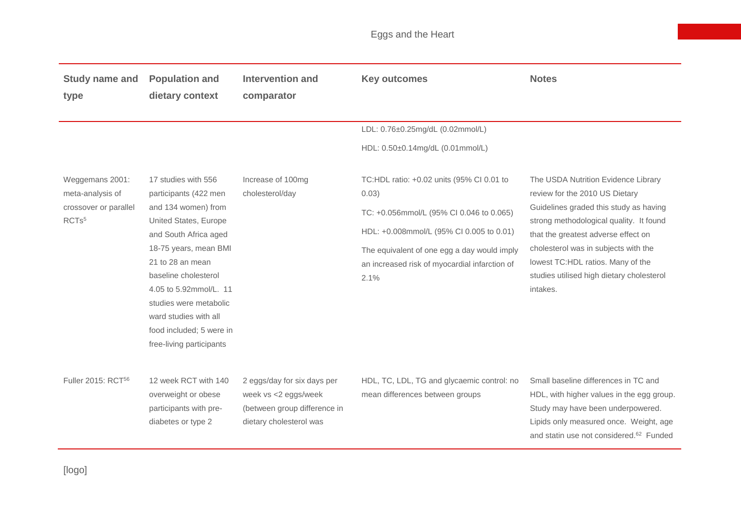| Study name and type | Population and dietary context | Intervention and comparator | Key outcomes | Notes |
|---|---|---|---|---|
| | | | LDL: 0.76±0.25mg/dL (0.02mmol/L)<br>HDL: 0.50±0.14mg/dL (0.01mmol/L) | |
| Weggemans 2001: meta-analysis of crossover or parallel RCTs[5] | 17 studies with 556 participants (422 men and 134 women) from United States, Europe and South Africa aged 18-75 years, mean BMI 21 to 28 an mean baseline cholesterol 4.05 to 5.92mmol/L. 11 studies were metabolic ward studies with all food included; 5 were in free-living participants | Increase of 100mg cholesterol/day | TC:HDL ratio: +0.02 units (95% CI 0.01 to 0.03)<br>TC: +0.056mmol/L (95% CI 0.046 to 0.065)<br>HDL: +0.008mmol/L (95% CI 0.005 to 0.01)<br>The equivalent of one egg a day would imply an increased risk of myocardial infarction of 2.1% | The USDA Nutrition Evidence Library review for the 2010 US Dietary Guidelines graded this study as having strong methodological quality. It found that the greatest adverse effect on cholesterol was in subjects with the lowest TC:HDL ratios. Many of the studies utilised high dietary cholesterol intakes. |
| Fuller 2015: RCT[56] | 12 week RCT with 140 overweight or obese participants with pre-diabetes or type 2 | 2 eggs/day for six days per week vs <2 eggs/week (between group difference in dietary cholesterol was | HDL, TC, LDL, TG and glycaemic control: no mean differences between groups | Small baseline differences in TC and HDL, with higher values in the egg group. Study may have been underpowered. Lipids only measured once. Weight, age and statin use not considered.[62] Funded |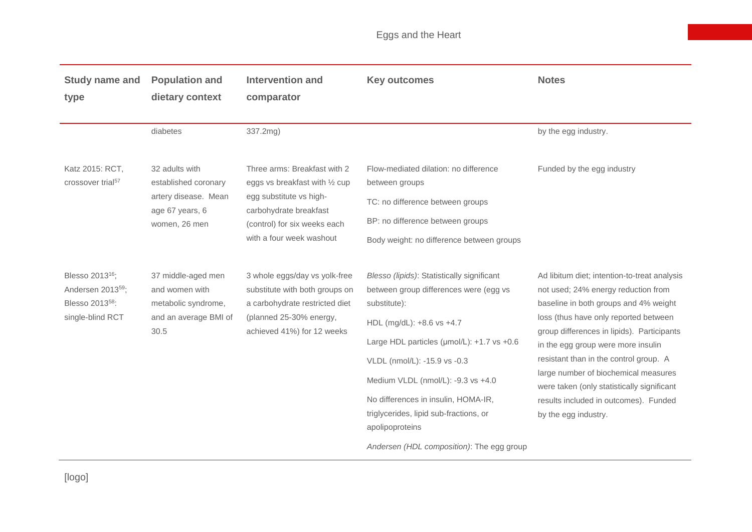| Study name and type | Population and dietary context | Intervention and comparator | Key outcomes | Notes |
|---|---|---|---|---|
| | diabetes | 337.2mg) | | by the egg industry. |
| Katz 2015: RCT, crossover trial[57] | 32 adults with established coronary artery disease. Mean age 67 years, 6 women, 26 men | Three arms: Breakfast with 2 eggs vs breakfast with ½ cup egg substitute vs high-carbohydrate breakfast (control) for six weeks each with a four week washout | Flow-mediated dilation: no difference between groups<br>TC: no difference between groups<br>BP: no difference between groups<br>Body weight: no difference between groups | Funded by the egg industry |
| Blesso 2013[16]; Andersen 2013[59]; Blesso 2013[58]: single-blind RCT | 37 middle-aged men and women with metabolic syndrome, and an average BMI of 30.5 | 3 whole eggs/day vs yolk-free substitute with both groups on a carbohydrate restricted diet (planned 25-30% energy, achieved 41%) for 12 weeks | *Blesso (lipids)*: Statistically significant between group differences were (egg vs substitute):<br>HDL (mg/dL): +8.6 vs +4.7<br>Large HDL particles (µmol/L): +1.7 vs +0.6<br>VLDL (nmol/L): -15.9 vs -0.3<br>Medium VLDL (nmol/L): -9.3 vs +4.0<br>No differences in insulin, HOMA-IR, triglycerides, lipid sub-fractions, or apolipoproteins<br>*Andersen (HDL composition)*: The egg group | Ad libitum diet; intention-to-treat analysis not used; 24% energy reduction from baseline in both groups and 4% weight loss (thus have only reported between group differences in lipids). Participants in the egg group were more insulin resistant than in the control group. A large number of biochemical measures were taken (only statistically significant results included in outcomes). Funded by the egg industry. |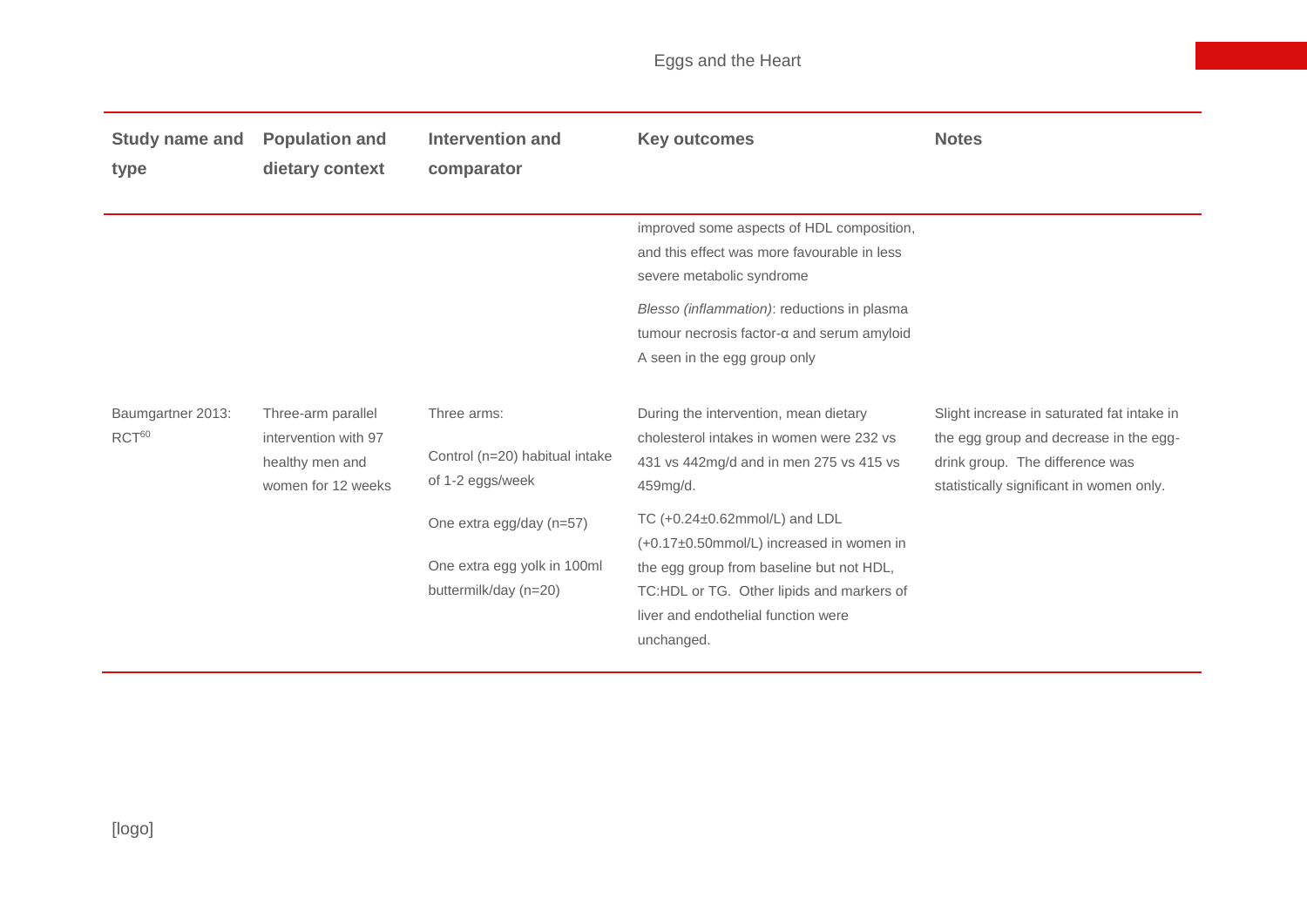| Study name and type | Population and dietary context | Intervention and comparator | Key outcomes | Notes |
|---|---|---|---|---|
| | | | improved some aspects of HDL composition, and this effect was more favourable in less severe metabolic syndrome<br><br>*Blesso (inflammation)*: reductions in plasma tumour necrosis factor-α and serum amyloid A seen in the egg group only | |
| Baumgartner 2013: RCT[60] | Three-arm parallel intervention with 97 healthy men and women for 12 weeks | Three arms:<br><br>Control (n=20) habitual intake of 1-2 eggs/week<br><br>One extra egg/day (n=57)<br><br>One extra egg yolk in 100ml buttermilk/day (n=20) | During the intervention, mean dietary cholesterol intakes in women were 232 vs 431 vs 442mg/d and in men 275 vs 415 vs 459mg/d.<br><br>TC (+0.24±0.62mmol/L) and LDL (+0.17±0.50mmol/L) increased in women in the egg group from baseline but not HDL, TC:HDL or TG. Other lipids and markers of liver and endothelial function were unchanged. | Slight increase in saturated fat intake in the egg group and decrease in the egg-drink group. The difference was statistically significant in women only. |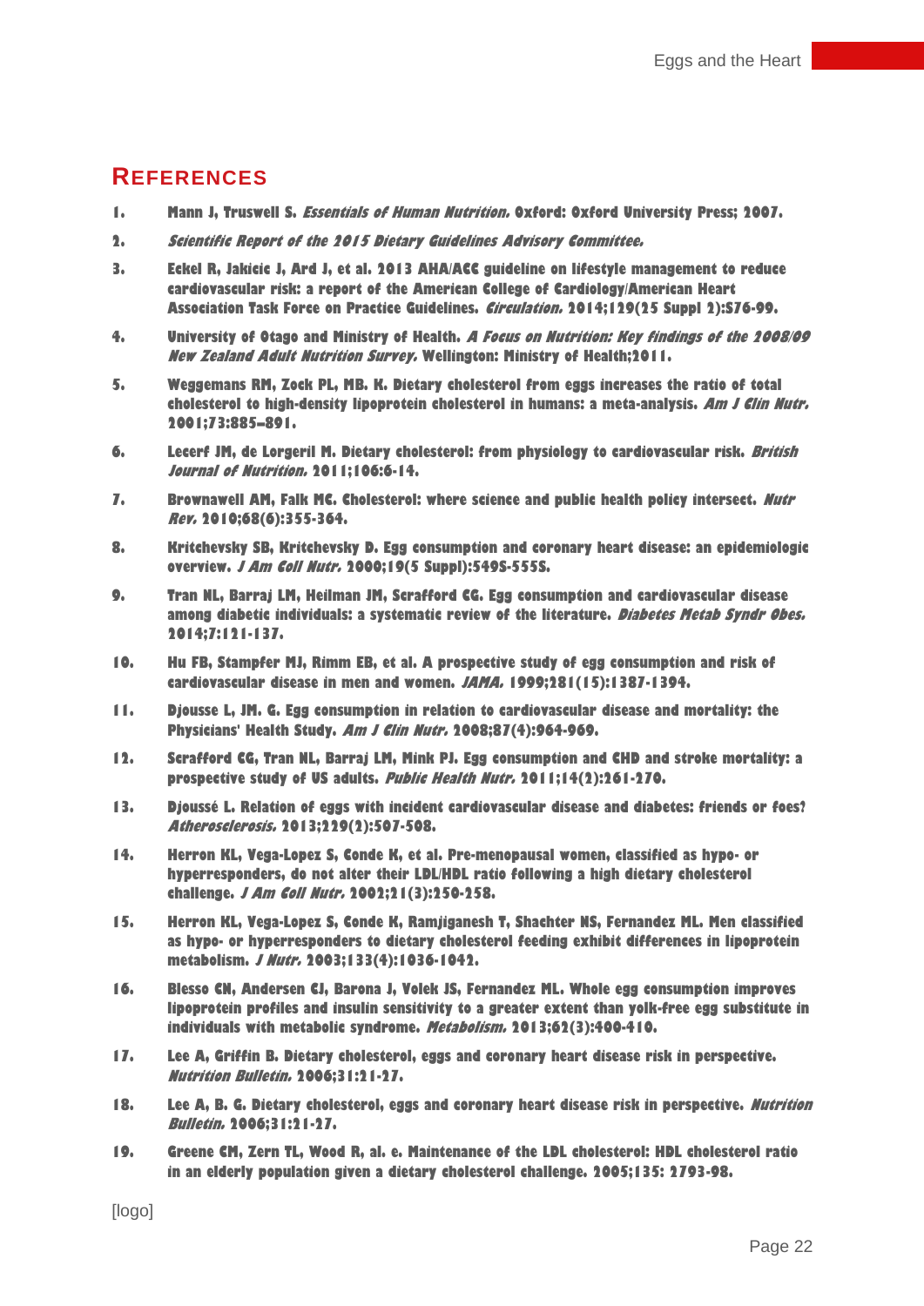## REFERENCES

1. Mann J, Truswell S. *Essentials of Human Nutrition.* Oxford: Oxford University Press; 2007.
2. *Scientific Report of the 2015 Dietary Guidelines Advisory Committee.*
3. Eckel R, Jakicic J, Ard J, et al. 2013 AHA/ACC guideline on lifestyle management to reduce cardiovascular risk: a report of the American College of Cardiology/American Heart Association Task Force on Practice Guidelines. *Circulation.* 2014;129(25 Suppl 2):S76-99.
4. University of Otago and Ministry of Health. *A Focus on Nutrition: Key findings of the 2008/09 New Zealand Adult Nutrition Survey.* Wellington: Ministry of Health;2011.
5. Weggemans RM, Zock PL, MB. K. Dietary cholesterol from eggs increases the ratio of total cholesterol to high-density lipoprotein cholesterol in humans: a meta-analysis. *Am J Clin Nutr.* 2001;73:885–891.
6. Lecerf JM, de Lorgeril M. Dietary cholesterol: from physiology to cardiovascular risk. *British Journal of Nutrition.* 2011;106:6-14.
7. Brownawell AM, Falk MC. Cholesterol: where science and public health policy intersect. *Nutr Rev.* 2010;68(6):355-364.
8. Kritchevsky SB, Kritchevsky D. Egg consumption and coronary heart disease: an epidemiologic overview. *J Am Coll Nutr.* 2000;19(5 Suppl):549S-555S.
9. Tran NL, Barraj LM, Heilman JM, Scrafford CG. Egg consumption and cardiovascular disease among diabetic individuals: a systematic review of the literature. *Diabetes Metab Syndr Obes.* 2014;7:121-137.
10. Hu FB, Stampfer MJ, Rimm EB, et al. A prospective study of egg consumption and risk of cardiovascular disease in men and women. *JAMA.* 1999;281(15):1387-1394.
11. Djousse L, JM. G. Egg consumption in relation to cardiovascular disease and mortality: the Physicians' Health Study. *Am J Clin Nutr.* 2008;87(4):964-969.
12. Scrafford CG, Tran NL, Barraj LM, Mink PJ. Egg consumption and CHD and stroke mortality: a prospective study of US adults. *Public Health Nutr.* 2011;14(2):261-270.
13. Djoussé L. Relation of eggs with incident cardiovascular disease and diabetes: friends or foes? *Atherosclerosis.* 2013;229(2):507-508.
14. Herron KL, Vega-Lopez S, Conde K, et al. Pre-menopausal women, classified as hypo- or hyperresponders, do not alter their LDL/HDL ratio following a high dietary cholesterol challenge. *J Am Coll Nutr.* 2002;21(3):250-258.
15. Herron KL, Vega-Lopez S, Conde K, Ramjiganesh T, Shachter NS, Fernandez ML. Men classified as hypo- or hyperresponders to dietary cholesterol feeding exhibit differences in lipoprotein metabolism. *J Nutr.* 2003;133(4):1036-1042.
16. Blesso CN, Andersen CJ, Barona J, Volek JS, Fernandez ML. Whole egg consumption improves lipoprotein profiles and insulin sensitivity to a greater extent than yolk-free egg substitute in individuals with metabolic syndrome. *Metabolism.* 2013;62(3):400-410.
17. Lee A, Griffin B. Dietary cholesterol, eggs and coronary heart disease risk in perspective. *Nutrition Bulletin.* 2006;31:21-27.
18. Lee A, B. G. Dietary cholesterol, eggs and coronary heart disease risk in perspective. *Nutrition Bulletin.* 2006;31:21-27.
19. Greene CM, Zern TL, Wood R, al. e. Maintenance of the LDL cholesterol: HDL cholesterol ratio in an elderly population given a dietary cholesterol challenge. 2005;135: 2793-98.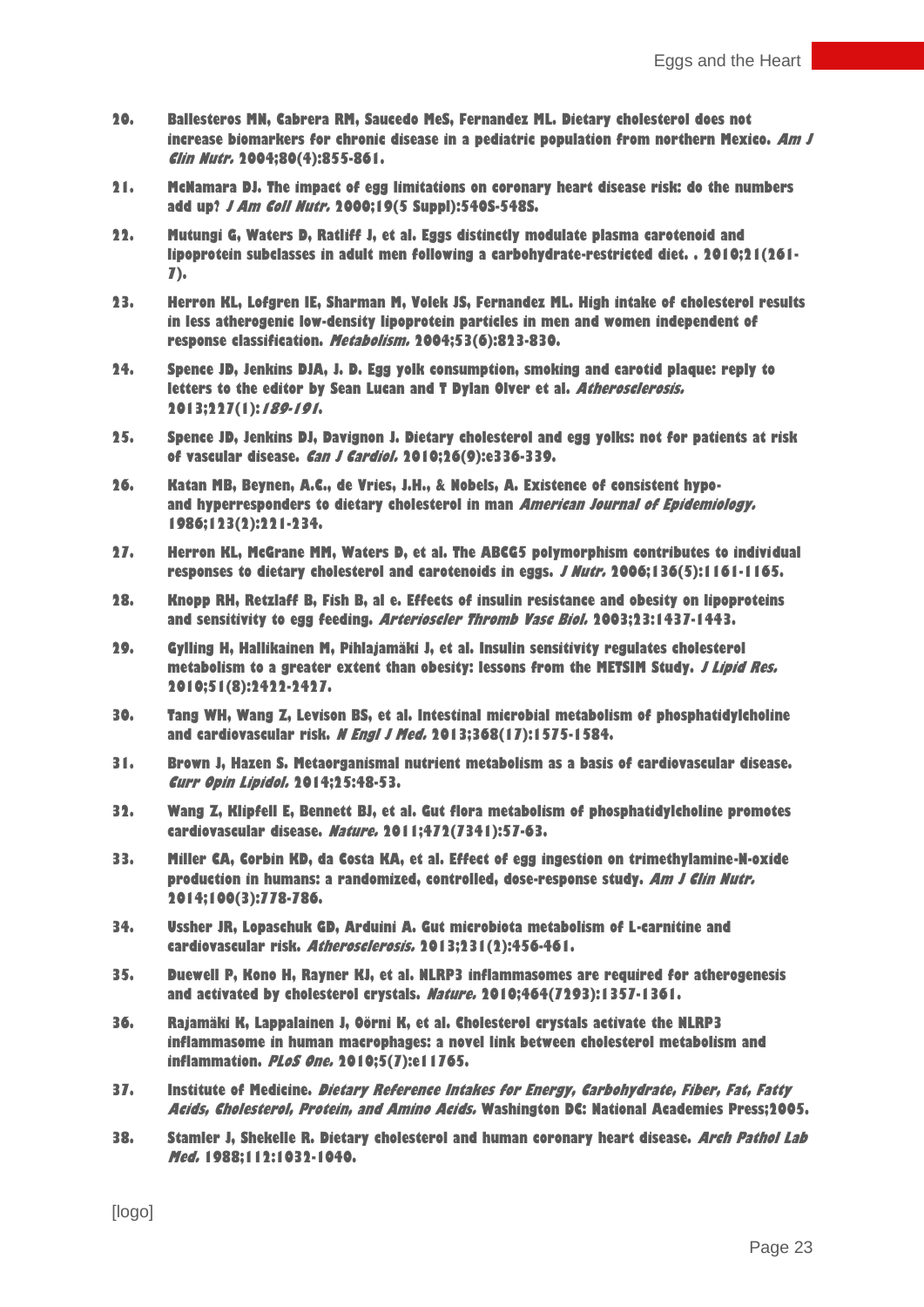20. Ballesteros MN, Cabrera RM, Saucedo MeS, Fernandez ML. Dietary cholesterol does not increase biomarkers for chronic disease in a pediatric population from northern Mexico. *Am J Clin Nutr.* 2004;80(4):855-861.

21. McNamara DJ. The impact of egg limitations on coronary heart disease risk: do the numbers add up? *J Am Coll Nutr.* 2000;19(5 Suppl):540S-548S.

22. Mutungi G, Waters D, Ratliff J, et al. Eggs distinctly modulate plasma carotenoid and lipoprotein subclasses in adult men following a carbohydrate-restricted diet. . 2010;21(261-7).

23. Herron KL, Lofgren IE, Sharman M, Volek JS, Fernandez ML. High intake of cholesterol results in less atherogenic low-density lipoprotein particles in men and women independent of response classification. *Metabolism.* 2004;53(6):823-830.

24. Spence JD, Jenkins DJA, J. D. Egg yolk consumption, smoking and carotid plaque: reply to letters to the editor by Sean Lucan and T Dylan Olver et al. *Atherosclerosis.* 2013;227(1):*189-191.*

25. Spence JD, Jenkins DJ, Davignon J. Dietary cholesterol and egg yolks: not for patients at risk of vascular disease. *Can J Cardiol.* 2010;26(9):e336-339.

26. Katan MB, Beynen, A.C., de Vries, J.H., & Nobels, A. Existence of consistent hypo- and hyperresponders to dietary cholesterol in man *American Journal of Epidemiology.* 1986;123(2):221-234.

27. Herron KL, McGrane MM, Waters D, et al. The ABCG5 polymorphism contributes to individual responses to dietary cholesterol and carotenoids in eggs. *J Nutr.* 2006;136(5):1161-1165.

28. Knopp RH, Retzlaff B, Fish B, al e. Effects of insulin resistance and obesity on lipoproteins and sensitivity to egg feeding. *Arterioscler Thromb Vasc Biol.* 2003;23:1437-1443.

29. Gylling H, Hallikainen M, Pihlajamäki J, et al. Insulin sensitivity regulates cholesterol metabolism to a greater extent than obesity: lessons from the METSIM Study. *J Lipid Res.* 2010;51(8):2422-2427.

30. Tang WH, Wang Z, Levison BS, et al. Intestinal microbial metabolism of phosphatidylcholine and cardiovascular risk. *N Engl J Med.* 2013;368(17):1575-1584.

31. Brown J, Hazen S. Metaorganismal nutrient metabolism as a basis of cardiovascular disease. *Curr Opin Lipidol.* 2014;25:48-53.

32. Wang Z, Klipfell E, Bennett BJ, et al. Gut flora metabolism of phosphatidylcholine promotes cardiovascular disease. *Nature.* 2011;472(7341):57-63.

33. Miller CA, Corbin KD, da Costa KA, et al. Effect of egg ingestion on trimethylamine-N-oxide production in humans: a randomized, controlled, dose-response study. *Am J Clin Nutr.* 2014;100(3):778-786.

34. Ussher JR, Lopaschuk GD, Arduini A. Gut microbiota metabolism of L-carnitine and cardiovascular risk. *Atherosclerosis.* 2013;231(2):456-461.

35. Duewell P, Kono H, Rayner KJ, et al. NLRP3 inflammasomes are required for atherogenesis and activated by cholesterol crystals. *Nature.* 2010;464(7293):1357-1361.

36. Rajamäki K, Lappalainen J, Oörni K, et al. Cholesterol crystals activate the NLRP3 inflammasome in human macrophages: a novel link between cholesterol metabolism and inflammation. *PLoS One.* 2010;5(7):e11765.

37. Institute of Medicine. *Dietary Reference Intakes for Energy, Carbohydrate, Fiber, Fat, Fatty Acids, Cholesterol, Protein, and Amino Acids.* Washington DC: National Academies Press;2005.

38. Stamler J, Shekelle R. Dietary cholesterol and human coronary heart disease. *Arch Pathol Lab Med.* 1988;112:1032-1040.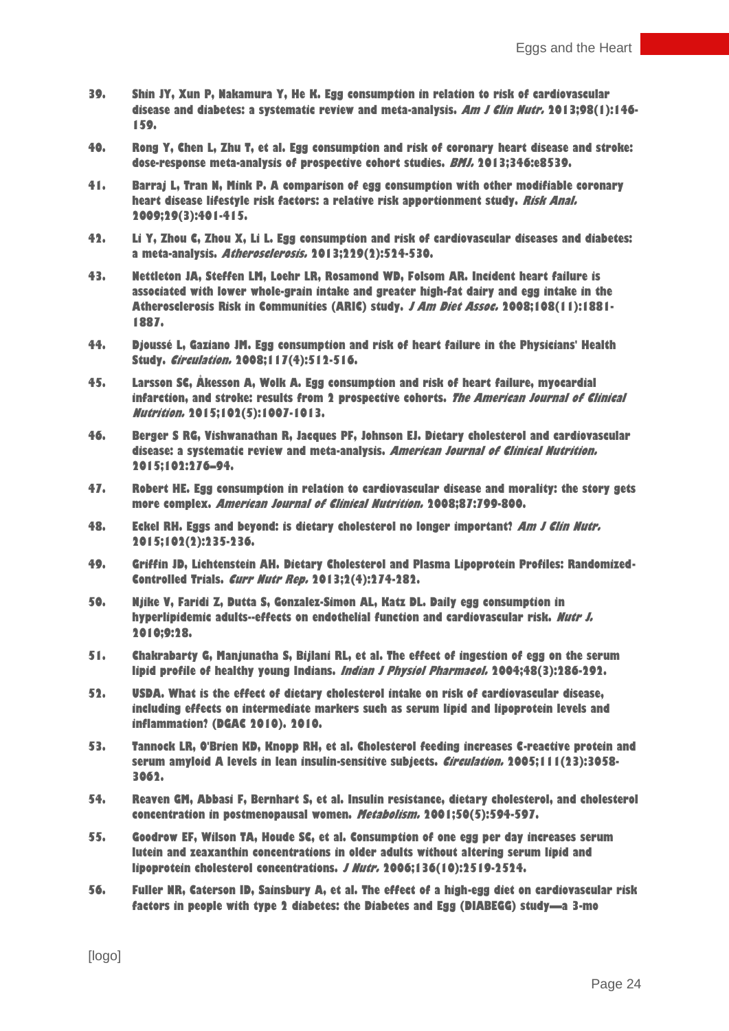39. Shin JY, Xun P, Nakamura Y, He K. Egg consumption in relation to risk of cardiovascular disease and diabetes: a systematic review and meta-analysis. *Am J Clin Nutr.* 2013;98(1):146-159.

40. Rong Y, Chen L, Zhu T, et al. Egg consumption and risk of coronary heart disease and stroke: dose-response meta-analysis of prospective cohort studies. *BMJ.* 2013;346:e8539.

41. Barraj L, Tran N, Mink P. A comparison of egg consumption with other modifiable coronary heart disease lifestyle risk factors: a relative risk apportionment study. *Risk Anal.* 2009;29(3):401-415.

42. Li Y, Zhou C, Zhou X, Li L. Egg consumption and risk of cardiovascular diseases and diabetes: a meta-analysis. *Atherosclerosis.* 2013;229(2):524-530.

43. Nettleton JA, Steffen LM, Loehr LR, Rosamond WD, Folsom AR. Incident heart failure is associated with lower whole-grain intake and greater high-fat dairy and egg intake in the Atherosclerosis Risk in Communities (ARIC) study. *J Am Diet Assoc.* 2008;108(11):1881-1887.

44. Djoussé L, Gaziano JM. Egg consumption and risk of heart failure in the Physicians' Health Study. *Circulation.* 2008;117(4):512-516.

45. Larsson SC, Åkesson A, Wolk A. Egg consumption and risk of heart failure, myocardial infarction, and stroke: results from 2 prospective cohorts. *The American Journal of Clinical Nutrition.* 2015;102(5):1007-1013.

46. Berger S RG, Vishwanathan R, Jacques PF, Johnson EJ. Dietary cholesterol and cardiovascular disease: a systematic review and meta-analysis. *American Journal of Clinical Nutrition.* 2015;102:276–94.

47. Robert HE. Egg consumption in relation to cardiovascular disease and morality: the story gets more complex. *American Journal of Clinical Nutrition.* 2008;87:799-800.

48. Eckel RH. Eggs and beyond: is dietary cholesterol no longer important? *Am J Clin Nutr.* 2015;102(2):235-236.

49. Griffin JD, Lichtenstein AH. Dietary Cholesterol and Plasma Lipoprotein Profiles: Randomized-Controlled Trials. *Curr Nutr Rep.* 2013;2(4):274-282.

50. Njike V, Faridi Z, Dutta S, Gonzalez-Simon AL, Katz DL. Daily egg consumption in hyperlipidemic adults--effects on endothelial function and cardiovascular risk. *Nutr J.* 2010;9:28.

51. Chakrabarty G, Manjunatha S, Bijlani RL, et al. The effect of ingestion of egg on the serum lipid profile of healthy young Indians. *Indian J Physiol Pharmacol.* 2004;48(3):286-292.

52. USDA. What is the effect of dietary cholesterol intake on risk of cardiovascular disease, including effects on intermediate markers such as serum lipid and lipoprotein levels and inflammation? (DGAC 2010). 2010.

53. Tannock LR, O'Brien KD, Knopp RH, et al. Cholesterol feeding increases C-reactive protein and serum amyloid A levels in lean insulin-sensitive subjects. *Circulation.* 2005;111(23):3058-3062.

54. Reaven GM, Abbasi F, Bernhart S, et al. Insulin resistance, dietary cholesterol, and cholesterol concentration in postmenopausal women. *Metabolism.* 2001;50(5):594-597.

55. Goodrow EF, Wilson TA, Houde SC, et al. Consumption of one egg per day increases serum lutein and zeaxanthin concentrations in older adults without altering serum lipid and lipoprotein cholesterol concentrations. *J Nutr.* 2006;136(10):2519-2524.

56. Fuller NR, Caterson ID, Sainsbury A, et al. The effect of a high-egg diet on cardiovascular risk factors in people with type 2 diabetes: the Diabetes and Egg (DIABEGG) study—a 3-mo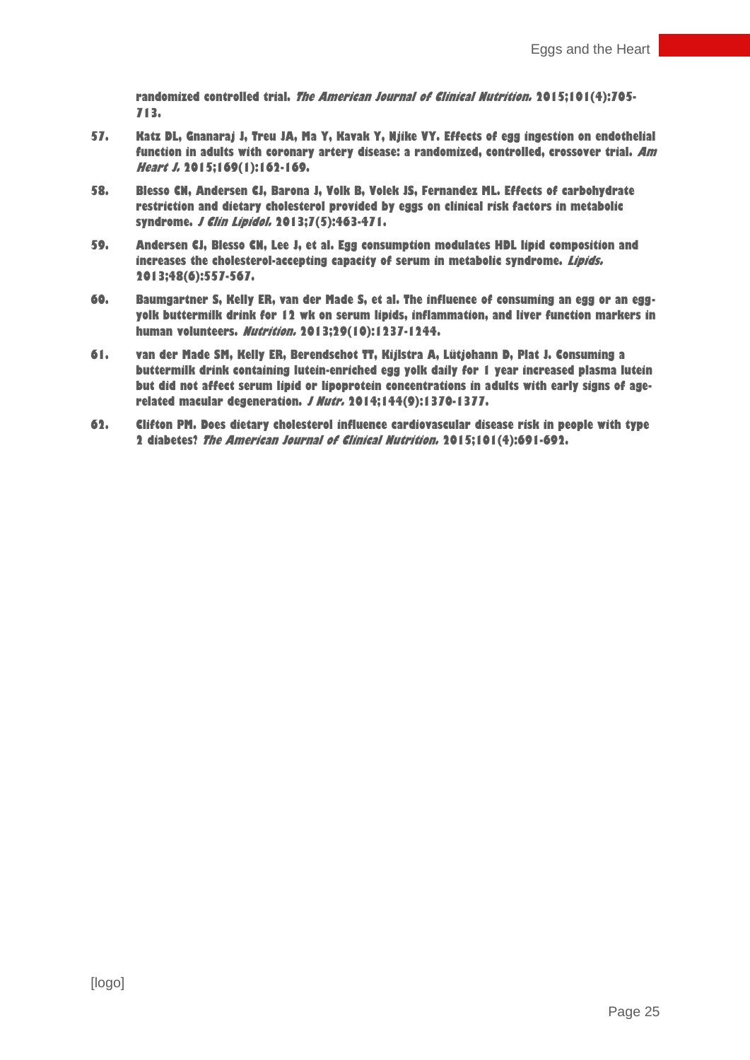randomized controlled trial. *The American Journal of Clinical Nutrition.* 2015;101(4):705-713.

57. Katz DL, Gnanaraj J, Treu JA, Ma Y, Kavak Y, Njike VY. Effects of egg ingestion on endothelial function in adults with coronary artery disease: a randomized, controlled, crossover trial. *Am Heart J.* 2015;169(1):162-169.

58. Blesso CN, Andersen CJ, Barona J, Volk B, Volek JS, Fernandez ML. Effects of carbohydrate restriction and dietary cholesterol provided by eggs on clinical risk factors in metabolic syndrome. *J Clin Lipidol.* 2013;7(5):463-471.

59. Andersen CJ, Blesso CN, Lee J, et al. Egg consumption modulates HDL lipid composition and increases the cholesterol-accepting capacity of serum in metabolic syndrome. *Lipids.* 2013;48(6):557-567.

60. Baumgartner S, Kelly ER, van der Made S, et al. The influence of consuming an egg or an egg-yolk buttermilk drink for 12 wk on serum lipids, inflammation, and liver function markers in human volunteers. *Nutrition.* 2013;29(10):1237-1244.

61. van der Made SM, Kelly ER, Berendschot TT, Kijlstra A, Lütjohann D, Plat J. Consuming a buttermilk drink containing lutein-enriched egg yolk daily for 1 year increased plasma lutein but did not affect serum lipid or lipoprotein concentrations in adults with early signs of age-related macular degeneration. *J Nutr.* 2014;144(9):1370-1377.

62. Clifton PM. Does dietary cholesterol influence cardiovascular disease risk in people with type 2 diabetes? *The American Journal of Clinical Nutrition.* 2015;101(4):691-692.

[logo]